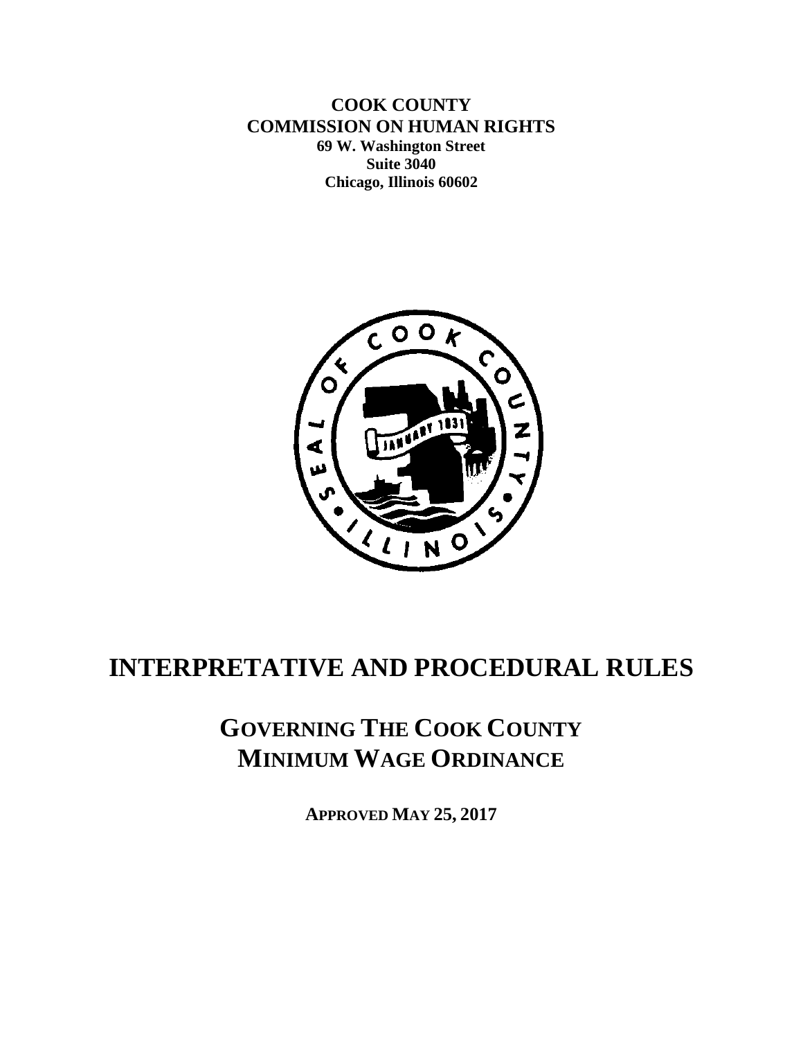**COOK COUNTY**
**COMMISSION ON HUMAN RIGHTS**
**69 W. Washington Street**
**Suite 3040**
**Chicago, Illinois 60602**

# INTERPRETATIVE AND PROCEDURAL RULES

## GOVERNING THE COOK COUNTY MINIMUM WAGE ORDINANCE

**APPROVED MAY 25, 2017**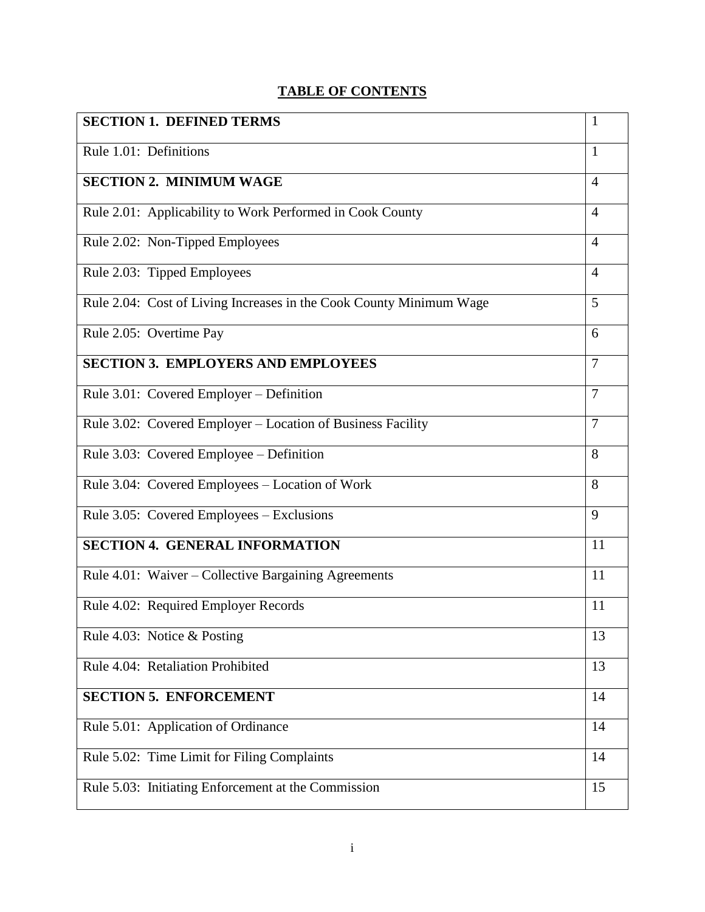## TABLE OF CONTENTS

| | |
|---|---|
| **SECTION 1. DEFINED TERMS** | 1 |
| Rule 1.01: Definitions | 1 |
| **SECTION 2. MINIMUM WAGE** | 4 |
| Rule 2.01: Applicability to Work Performed in Cook County | 4 |
| Rule 2.02: Non-Tipped Employees | 4 |
| Rule 2.03: Tipped Employees | 4 |
| Rule 2.04: Cost of Living Increases in the Cook County Minimum Wage | 5 |
| Rule 2.05: Overtime Pay | 6 |
| **SECTION 3. EMPLOYERS AND EMPLOYEES** | 7 |
| Rule 3.01: Covered Employer – Definition | 7 |
| Rule 3.02: Covered Employer – Location of Business Facility | 7 |
| Rule 3.03: Covered Employee – Definition | 8 |
| Rule 3.04: Covered Employees – Location of Work | 8 |
| Rule 3.05: Covered Employees – Exclusions | 9 |
| **SECTION 4. GENERAL INFORMATION** | 11 |
| Rule 4.01: Waiver – Collective Bargaining Agreements | 11 |
| Rule 4.02: Required Employer Records | 11 |
| Rule 4.03: Notice & Posting | 13 |
| Rule 4.04: Retaliation Prohibited | 13 |
| **SECTION 5. ENFORCEMENT** | 14 |
| Rule 5.01: Application of Ordinance | 14 |
| Rule 5.02: Time Limit for Filing Complaints | 14 |
| Rule 5.03: Initiating Enforcement at the Commission | 15 |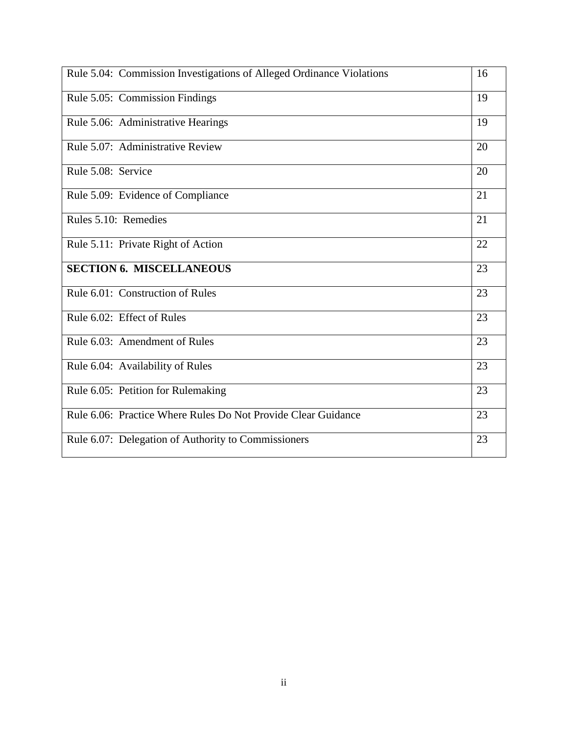| | |
|---|---|
| Rule 5.04: Commission Investigations of Alleged Ordinance Violations | 16 |
| Rule 5.05: Commission Findings | 19 |
| Rule 5.06: Administrative Hearings | 19 |
| Rule 5.07: Administrative Review | 20 |
| Rule 5.08: Service | 20 |
| Rule 5.09: Evidence of Compliance | 21 |
| Rules 5.10: Remedies | 21 |
| Rule 5.11: Private Right of Action | 22 |
| **SECTION 6. MISCELLANEOUS** | 23 |
| Rule 6.01: Construction of Rules | 23 |
| Rule 6.02: Effect of Rules | 23 |
| Rule 6.03: Amendment of Rules | 23 |
| Rule 6.04: Availability of Rules | 23 |
| Rule 6.05: Petition for Rulemaking | 23 |
| Rule 6.06: Practice Where Rules Do Not Provide Clear Guidance | 23 |
| Rule 6.07: Delegation of Authority to Commissioners | 23 |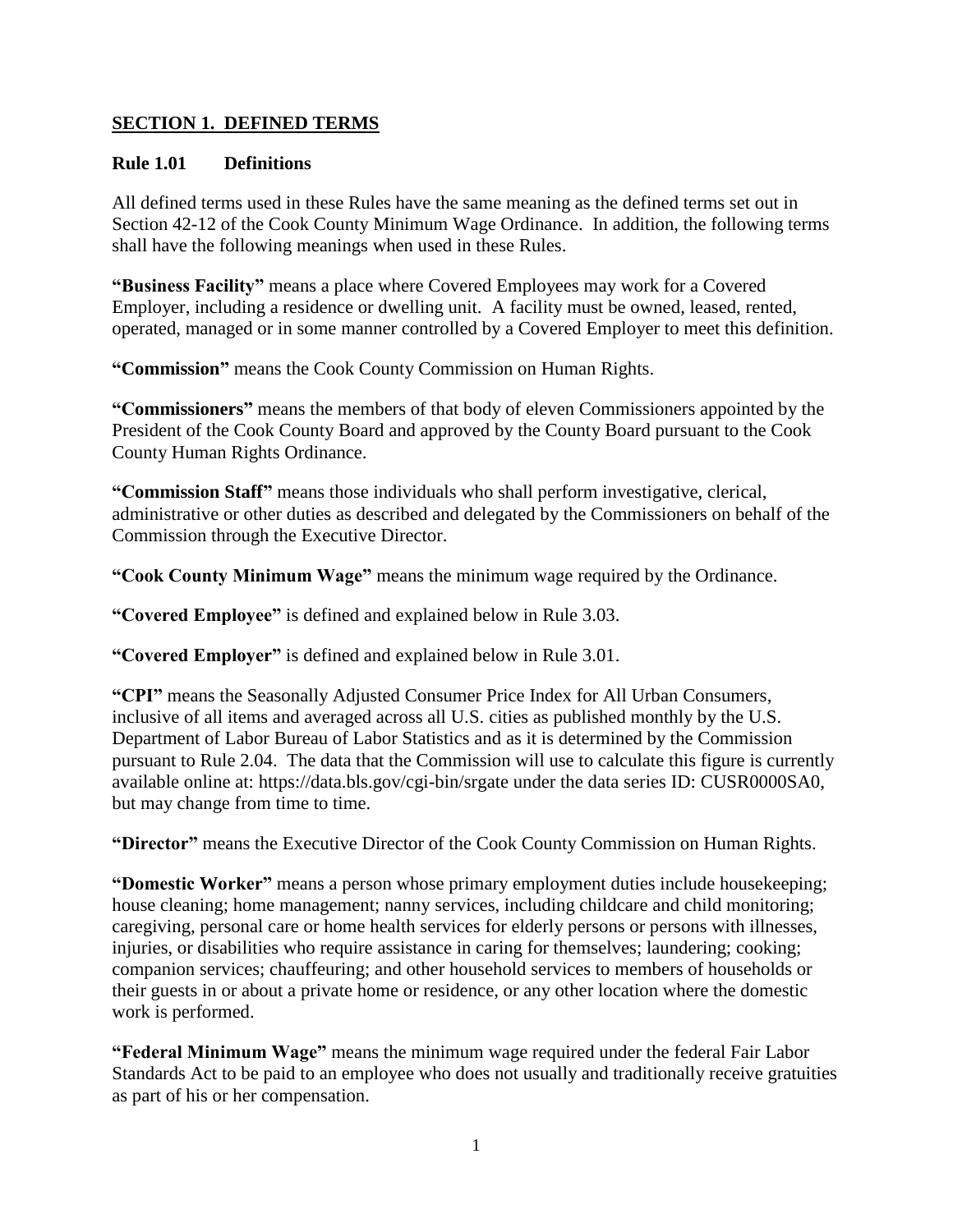## SECTION 1. DEFINED TERMS

### Rule 1.01 Definitions

All defined terms used in these Rules have the same meaning as the defined terms set out in Section 42-12 of the Cook County Minimum Wage Ordinance. In addition, the following terms shall have the following meanings when used in these Rules.

**"Business Facility"** means a place where Covered Employees may work for a Covered Employer, including a residence or dwelling unit. A facility must be owned, leased, rented, operated, managed or in some manner controlled by a Covered Employer to meet this definition.

**"Commission"** means the Cook County Commission on Human Rights.

**"Commissioners"** means the members of that body of eleven Commissioners appointed by the President of the Cook County Board and approved by the County Board pursuant to the Cook County Human Rights Ordinance.

**"Commission Staff"** means those individuals who shall perform investigative, clerical, administrative or other duties as described and delegated by the Commissioners on behalf of the Commission through the Executive Director.

**"Cook County Minimum Wage"** means the minimum wage required by the Ordinance.

**"Covered Employee"** is defined and explained below in Rule 3.03.

**"Covered Employer"** is defined and explained below in Rule 3.01.

**"CPI"** means the Seasonally Adjusted Consumer Price Index for All Urban Consumers, inclusive of all items and averaged across all U.S. cities as published monthly by the U.S. Department of Labor Bureau of Labor Statistics and as it is determined by the Commission pursuant to Rule 2.04. The data that the Commission will use to calculate this figure is currently available online at: https://data.bls.gov/cgi-bin/srgate under the data series ID: CUSR0000SA0, but may change from time to time.

**"Director"** means the Executive Director of the Cook County Commission on Human Rights.

**"Domestic Worker"** means a person whose primary employment duties include housekeeping; house cleaning; home management; nanny services, including childcare and child monitoring; caregiving, personal care or home health services for elderly persons or persons with illnesses, injuries, or disabilities who require assistance in caring for themselves; laundering; cooking; companion services; chauffeuring; and other household services to members of households or their guests in or about a private home or residence, or any other location where the domestic work is performed.

**"Federal Minimum Wage"** means the minimum wage required under the federal Fair Labor Standards Act to be paid to an employee who does not usually and traditionally receive gratuities as part of his or her compensation.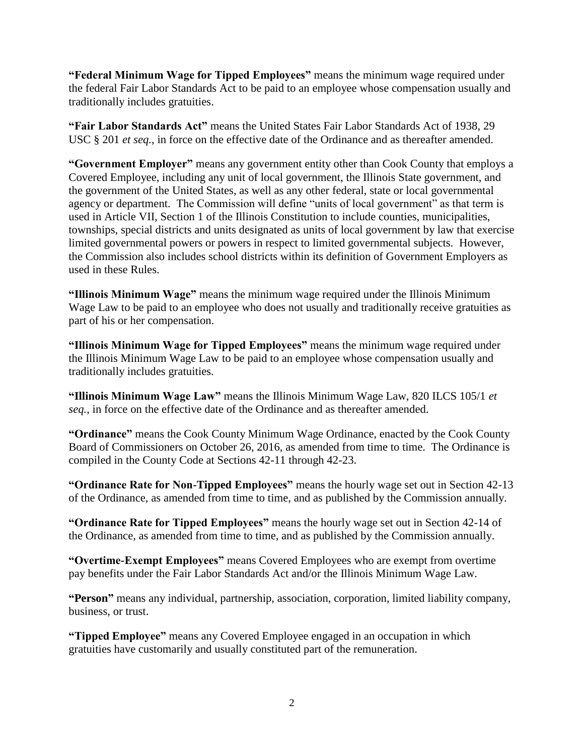**"Federal Minimum Wage for Tipped Employees"** means the minimum wage required under the federal Fair Labor Standards Act to be paid to an employee whose compensation usually and traditionally includes gratuities.

**"Fair Labor Standards Act"** means the United States Fair Labor Standards Act of 1938, 29 USC § 201 *et seq.*, in force on the effective date of the Ordinance and as thereafter amended.

**"Government Employer"** means any government entity other than Cook County that employs a Covered Employee, including any unit of local government, the Illinois State government, and the government of the United States, as well as any other federal, state or local governmental agency or department. The Commission will define "units of local government" as that term is used in Article VII, Section 1 of the Illinois Constitution to include counties, municipalities, townships, special districts and units designated as units of local government by law that exercise limited governmental powers or powers in respect to limited governmental subjects. However, the Commission also includes school districts within its definition of Government Employers as used in these Rules.

**"Illinois Minimum Wage"** means the minimum wage required under the Illinois Minimum Wage Law to be paid to an employee who does not usually and traditionally receive gratuities as part of his or her compensation.

**"Illinois Minimum Wage for Tipped Employees"** means the minimum wage required under the Illinois Minimum Wage Law to be paid to an employee whose compensation usually and traditionally includes gratuities.

**"Illinois Minimum Wage Law"** means the Illinois Minimum Wage Law, 820 ILCS 105/1 *et seq.*, in force on the effective date of the Ordinance and as thereafter amended.

**"Ordinance"** means the Cook County Minimum Wage Ordinance, enacted by the Cook County Board of Commissioners on October 26, 2016, as amended from time to time. The Ordinance is compiled in the County Code at Sections 42-11 through 42-23.

**"Ordinance Rate for Non-Tipped Employees"** means the hourly wage set out in Section 42-13 of the Ordinance, as amended from time to time, and as published by the Commission annually.

**"Ordinance Rate for Tipped Employees"** means the hourly wage set out in Section 42-14 of the Ordinance, as amended from time to time, and as published by the Commission annually.

**"Overtime-Exempt Employees"** means Covered Employees who are exempt from overtime pay benefits under the Fair Labor Standards Act and/or the Illinois Minimum Wage Law.

**"Person"** means any individual, partnership, association, corporation, limited liability company, business, or trust.

**"Tipped Employee"** means any Covered Employee engaged in an occupation in which gratuities have customarily and usually constituted part of the remuneration.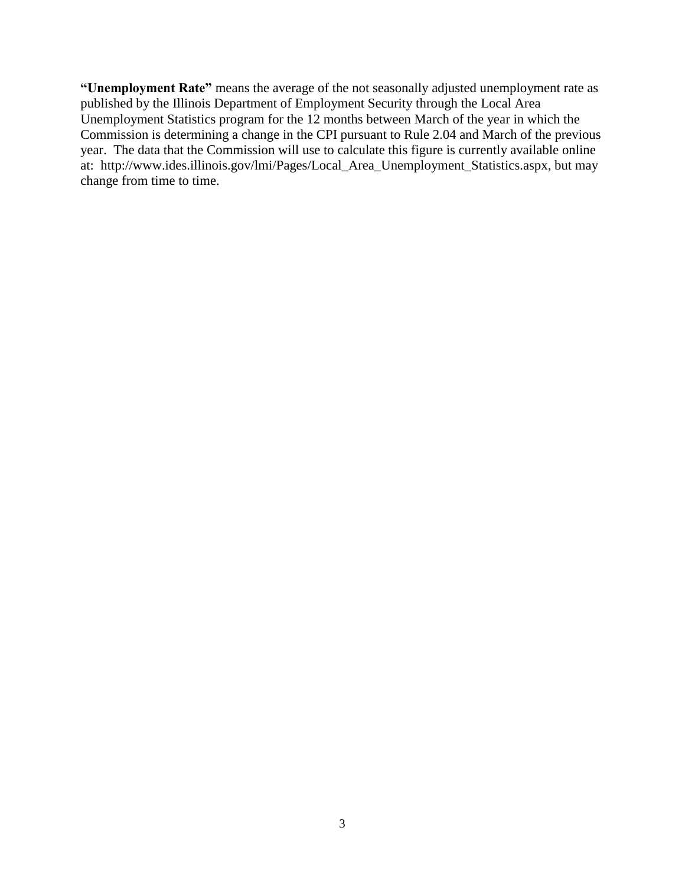**"Unemployment Rate"** means the average of the not seasonally adjusted unemployment rate as published by the Illinois Department of Employment Security through the Local Area Unemployment Statistics program for the 12 months between March of the year in which the Commission is determining a change in the CPI pursuant to Rule 2.04 and March of the previous year. The data that the Commission will use to calculate this figure is currently available online at: http://www.ides.illinois.gov/lmi/Pages/Local_Area_Unemployment_Statistics.aspx, but may change from time to time.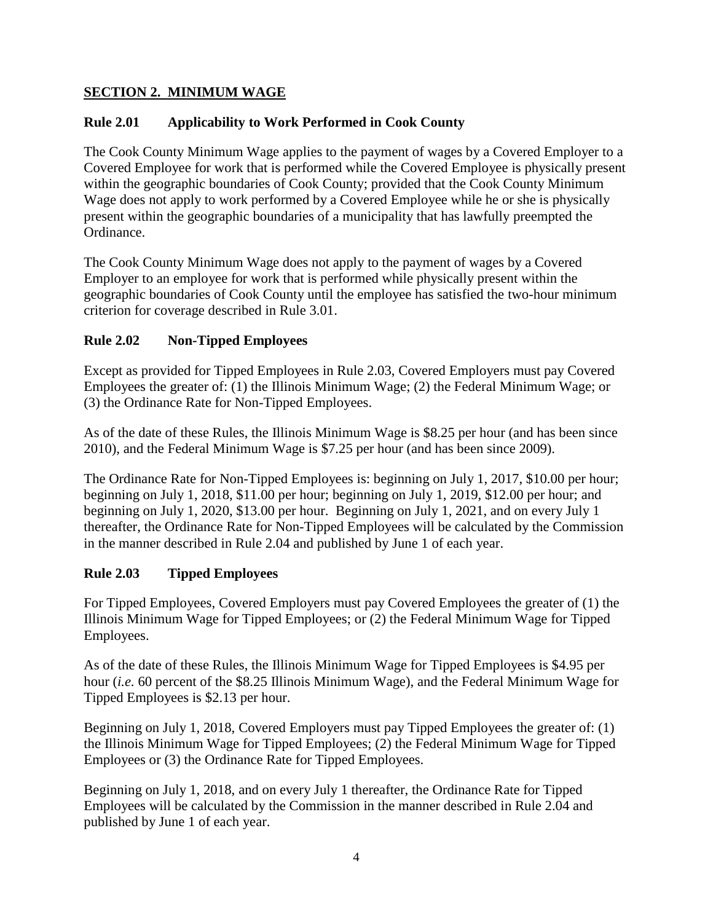## SECTION 2. MINIMUM WAGE

### Rule 2.01 Applicability to Work Performed in Cook County

The Cook County Minimum Wage applies to the payment of wages by a Covered Employer to a Covered Employee for work that is performed while the Covered Employee is physically present within the geographic boundaries of Cook County; provided that the Cook County Minimum Wage does not apply to work performed by a Covered Employee while he or she is physically present within the geographic boundaries of a municipality that has lawfully preempted the Ordinance.

The Cook County Minimum Wage does not apply to the payment of wages by a Covered Employer to an employee for work that is performed while physically present within the geographic boundaries of Cook County until the employee has satisfied the two-hour minimum criterion for coverage described in Rule 3.01.

### Rule 2.02 Non-Tipped Employees

Except as provided for Tipped Employees in Rule 2.03, Covered Employers must pay Covered Employees the greater of: (1) the Illinois Minimum Wage; (2) the Federal Minimum Wage; or (3) the Ordinance Rate for Non-Tipped Employees.

As of the date of these Rules, the Illinois Minimum Wage is $8.25 per hour (and has been since 2010), and the Federal Minimum Wage is $7.25 per hour (and has been since 2009).

The Ordinance Rate for Non-Tipped Employees is: beginning on July 1, 2017, $10.00 per hour; beginning on July 1, 2018, $11.00 per hour; beginning on July 1, 2019, $12.00 per hour; and beginning on July 1, 2020, $13.00 per hour. Beginning on July 1, 2021, and on every July 1 thereafter, the Ordinance Rate for Non-Tipped Employees will be calculated by the Commission in the manner described in Rule 2.04 and published by June 1 of each year.

### Rule 2.03 Tipped Employees

For Tipped Employees, Covered Employers must pay Covered Employees the greater of (1) the Illinois Minimum Wage for Tipped Employees; or (2) the Federal Minimum Wage for Tipped Employees.

As of the date of these Rules, the Illinois Minimum Wage for Tipped Employees is $4.95 per hour (*i.e.* 60 percent of the $8.25 Illinois Minimum Wage), and the Federal Minimum Wage for Tipped Employees is $2.13 per hour.

Beginning on July 1, 2018, Covered Employers must pay Tipped Employees the greater of: (1) the Illinois Minimum Wage for Tipped Employees; (2) the Federal Minimum Wage for Tipped Employees or (3) the Ordinance Rate for Tipped Employees.

Beginning on July 1, 2018, and on every July 1 thereafter, the Ordinance Rate for Tipped Employees will be calculated by the Commission in the manner described in Rule 2.04 and published by June 1 of each year.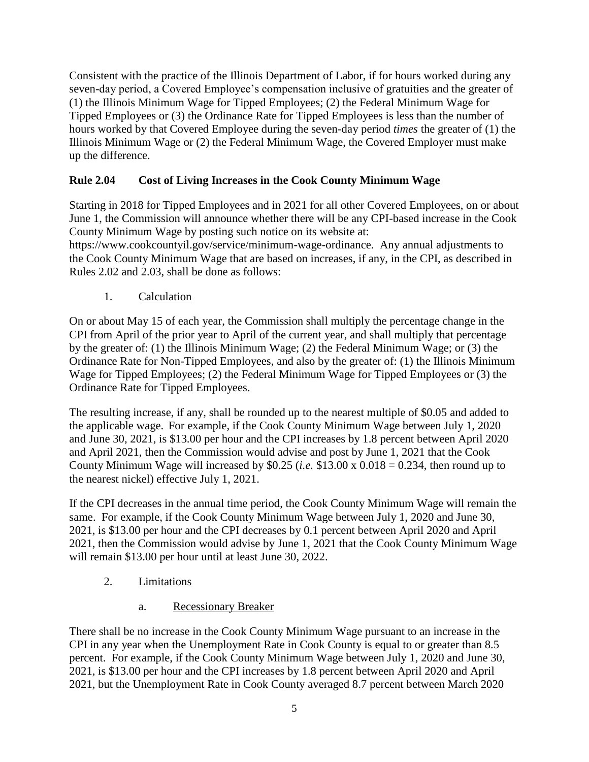Consistent with the practice of the Illinois Department of Labor, if for hours worked during any seven-day period, a Covered Employee's compensation inclusive of gratuities and the greater of (1) the Illinois Minimum Wage for Tipped Employees; (2) the Federal Minimum Wage for Tipped Employees or (3) the Ordinance Rate for Tipped Employees is less than the number of hours worked by that Covered Employee during the seven-day period *times* the greater of (1) the Illinois Minimum Wage or (2) the Federal Minimum Wage, the Covered Employer must make up the difference.

## Rule 2.04 Cost of Living Increases in the Cook County Minimum Wage

Starting in 2018 for Tipped Employees and in 2021 for all other Covered Employees, on or about June 1, the Commission will announce whether there will be any CPI-based increase in the Cook County Minimum Wage by posting such notice on its website at: https://www.cookcountyil.gov/service/minimum-wage-ordinance. Any annual adjustments to the Cook County Minimum Wage that are based on increases, if any, in the CPI, as described in Rules 2.02 and 2.03, shall be done as follows:

1. Calculation

On or about May 15 of each year, the Commission shall multiply the percentage change in the CPI from April of the prior year to April of the current year, and shall multiply that percentage by the greater of: (1) the Illinois Minimum Wage; (2) the Federal Minimum Wage; or (3) the Ordinance Rate for Non-Tipped Employees, and also by the greater of: (1) the Illinois Minimum Wage for Tipped Employees; (2) the Federal Minimum Wage for Tipped Employees or (3) the Ordinance Rate for Tipped Employees.

The resulting increase, if any, shall be rounded up to the nearest multiple of $0.05 and added to the applicable wage. For example, if the Cook County Minimum Wage between July 1, 2020 and June 30, 2021, is $13.00 per hour and the CPI increases by 1.8 percent between April 2020 and April 2021, then the Commission would advise and post by June 1, 2021 that the Cook County Minimum Wage will increased by $0.25 (*i.e.* $13.00 x 0.018 = 0.234, then round up to the nearest nickel) effective July 1, 2021.

If the CPI decreases in the annual time period, the Cook County Minimum Wage will remain the same. For example, if the Cook County Minimum Wage between July 1, 2020 and June 30, 2021, is $13.00 per hour and the CPI decreases by 0.1 percent between April 2020 and April 2021, then the Commission would advise by June 1, 2021 that the Cook County Minimum Wage will remain $13.00 per hour until at least June 30, 2022.

2. Limitations

   a. Recessionary Breaker

There shall be no increase in the Cook County Minimum Wage pursuant to an increase in the CPI in any year when the Unemployment Rate in Cook County is equal to or greater than 8.5 percent. For example, if the Cook County Minimum Wage between July 1, 2020 and June 30, 2021, is $13.00 per hour and the CPI increases by 1.8 percent between April 2020 and April 2021, but the Unemployment Rate in Cook County averaged 8.7 percent between March 2020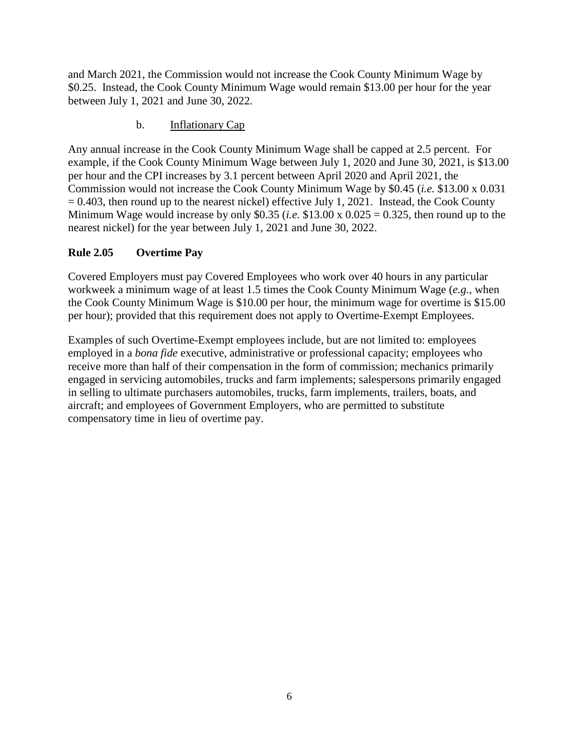and March 2021, the Commission would not increase the Cook County Minimum Wage by $0.25. Instead, the Cook County Minimum Wage would remain $13.00 per hour for the year between July 1, 2021 and June 30, 2022.

b. Inflationary Cap

Any annual increase in the Cook County Minimum Wage shall be capped at 2.5 percent. For example, if the Cook County Minimum Wage between July 1, 2020 and June 30, 2021, is $13.00 per hour and the CPI increases by 3.1 percent between April 2020 and April 2021, the Commission would not increase the Cook County Minimum Wage by $0.45 (*i.e.* $13.00 x 0.031 = 0.403, then round up to the nearest nickel) effective July 1, 2021. Instead, the Cook County Minimum Wage would increase by only $0.35 (*i.e.* $13.00 x 0.025 = 0.325, then round up to the nearest nickel) for the year between July 1, 2021 and June 30, 2022.

### Rule 2.05 Overtime Pay

Covered Employers must pay Covered Employees who work over 40 hours in any particular workweek a minimum wage of at least 1.5 times the Cook County Minimum Wage (*e.g.*, when the Cook County Minimum Wage is $10.00 per hour, the minimum wage for overtime is $15.00 per hour); provided that this requirement does not apply to Overtime-Exempt Employees.

Examples of such Overtime-Exempt employees include, but are not limited to: employees employed in a *bona fide* executive, administrative or professional capacity; employees who receive more than half of their compensation in the form of commission; mechanics primarily engaged in servicing automobiles, trucks and farm implements; salespersons primarily engaged in selling to ultimate purchasers automobiles, trucks, farm implements, trailers, boats, and aircraft; and employees of Government Employers, who are permitted to substitute compensatory time in lieu of overtime pay.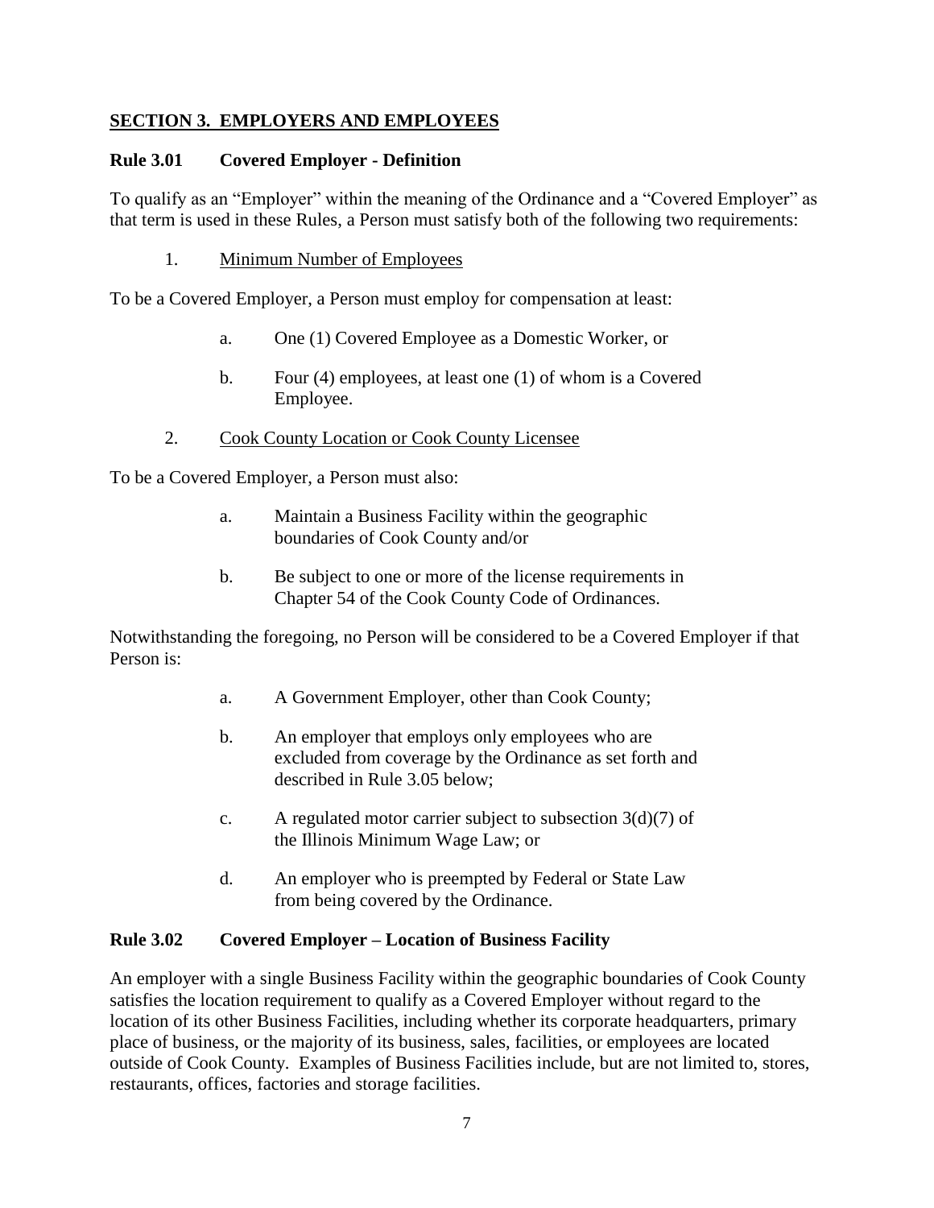## SECTION 3. EMPLOYERS AND EMPLOYEES

### Rule 3.01 Covered Employer - Definition

To qualify as an "Employer" within the meaning of the Ordinance and a "Covered Employer" as that term is used in these Rules, a Person must satisfy both of the following two requirements:

1. Minimum Number of Employees

To be a Covered Employer, a Person must employ for compensation at least:

a. One (1) Covered Employee as a Domestic Worker, or

b. Four (4) employees, at least one (1) of whom is a Covered Employee.

2. Cook County Location or Cook County Licensee

To be a Covered Employer, a Person must also:

a. Maintain a Business Facility within the geographic boundaries of Cook County and/or

b. Be subject to one or more of the license requirements in Chapter 54 of the Cook County Code of Ordinances.

Notwithstanding the foregoing, no Person will be considered to be a Covered Employer if that Person is:

a. A Government Employer, other than Cook County;

b. An employer that employs only employees who are excluded from coverage by the Ordinance as set forth and described in Rule 3.05 below;

c. A regulated motor carrier subject to subsection 3(d)(7) of the Illinois Minimum Wage Law; or

d. An employer who is preempted by Federal or State Law from being covered by the Ordinance.

### Rule 3.02 Covered Employer – Location of Business Facility

An employer with a single Business Facility within the geographic boundaries of Cook County satisfies the location requirement to qualify as a Covered Employer without regard to the location of its other Business Facilities, including whether its corporate headquarters, primary place of business, or the majority of its business, sales, facilities, or employees are located outside of Cook County. Examples of Business Facilities include, but are not limited to, stores, restaurants, offices, factories and storage facilities.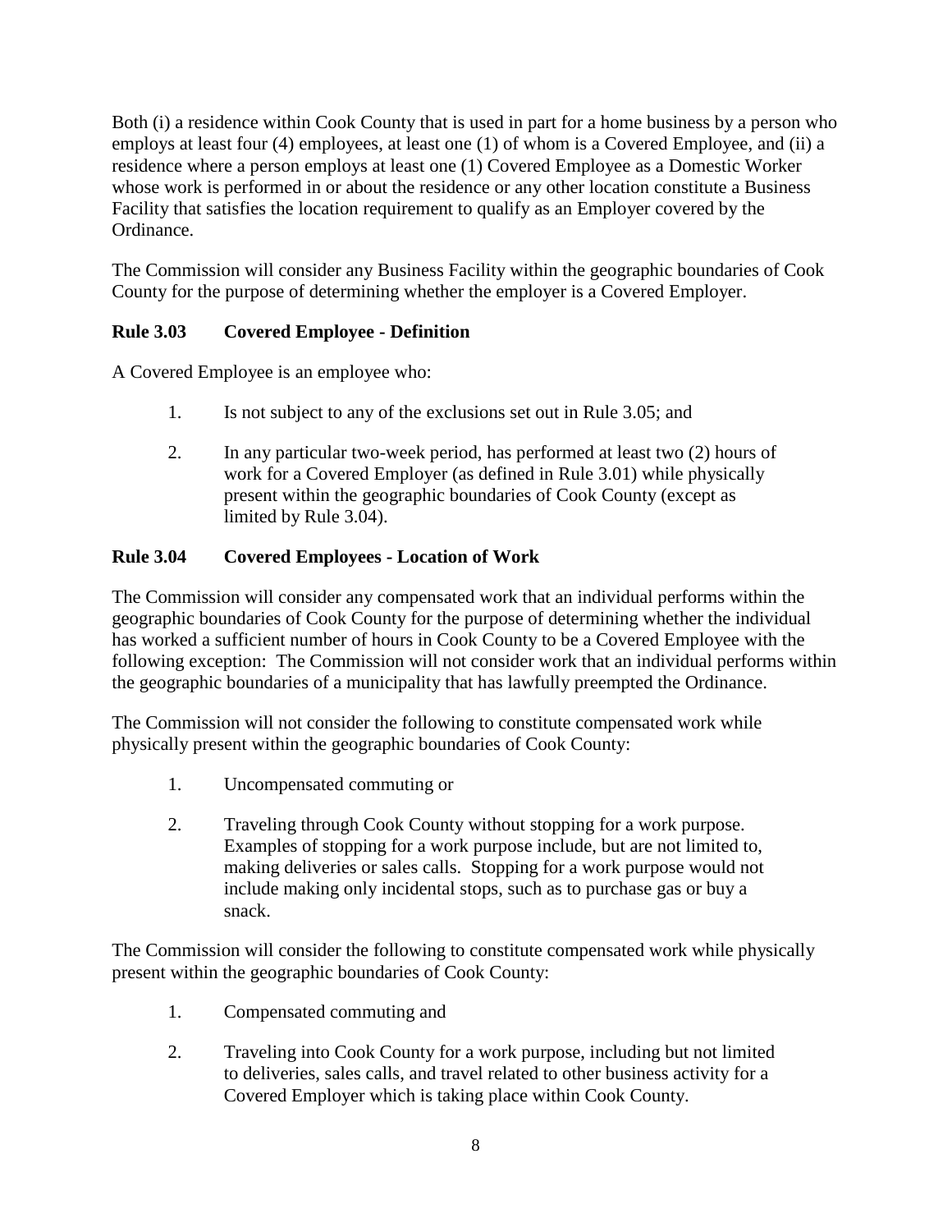Both (i) a residence within Cook County that is used in part for a home business by a person who employs at least four (4) employees, at least one (1) of whom is a Covered Employee, and (ii) a residence where a person employs at least one (1) Covered Employee as a Domestic Worker whose work is performed in or about the residence or any other location constitute a Business Facility that satisfies the location requirement to qualify as an Employer covered by the Ordinance.

The Commission will consider any Business Facility within the geographic boundaries of Cook County for the purpose of determining whether the employer is a Covered Employer.

### Rule 3.03 Covered Employee - Definition

A Covered Employee is an employee who:

1. Is not subject to any of the exclusions set out in Rule 3.05; and
2. In any particular two-week period, has performed at least two (2) hours of work for a Covered Employer (as defined in Rule 3.01) while physically present within the geographic boundaries of Cook County (except as limited by Rule 3.04).

### Rule 3.04 Covered Employees - Location of Work

The Commission will consider any compensated work that an individual performs within the geographic boundaries of Cook County for the purpose of determining whether the individual has worked a sufficient number of hours in Cook County to be a Covered Employee with the following exception: The Commission will not consider work that an individual performs within the geographic boundaries of a municipality that has lawfully preempted the Ordinance.

The Commission will not consider the following to constitute compensated work while physically present within the geographic boundaries of Cook County:

1. Uncompensated commuting or
2. Traveling through Cook County without stopping for a work purpose. Examples of stopping for a work purpose include, but are not limited to, making deliveries or sales calls. Stopping for a work purpose would not include making only incidental stops, such as to purchase gas or buy a snack.

The Commission will consider the following to constitute compensated work while physically present within the geographic boundaries of Cook County:

1. Compensated commuting and
2. Traveling into Cook County for a work purpose, including but not limited to deliveries, sales calls, and travel related to other business activity for a Covered Employer which is taking place within Cook County.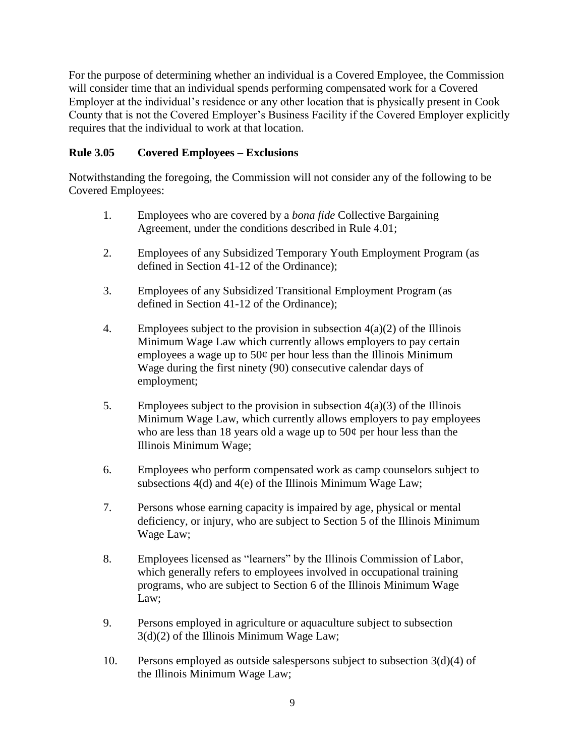For the purpose of determining whether an individual is a Covered Employee, the Commission will consider time that an individual spends performing compensated work for a Covered Employer at the individual's residence or any other location that is physically present in Cook County that is not the Covered Employer's Business Facility if the Covered Employer explicitly requires that the individual to work at that location.

**Rule 3.05 Covered Employees – Exclusions**

Notwithstanding the foregoing, the Commission will not consider any of the following to be Covered Employees:

1. Employees who are covered by a *bona fide* Collective Bargaining Agreement, under the conditions described in Rule 4.01;

2. Employees of any Subsidized Temporary Youth Employment Program (as defined in Section 41-12 of the Ordinance);

3. Employees of any Subsidized Transitional Employment Program (as defined in Section 41-12 of the Ordinance);

4. Employees subject to the provision in subsection 4(a)(2) of the Illinois Minimum Wage Law which currently allows employers to pay certain employees a wage up to 50¢ per hour less than the Illinois Minimum Wage during the first ninety (90) consecutive calendar days of employment;

5. Employees subject to the provision in subsection 4(a)(3) of the Illinois Minimum Wage Law, which currently allows employers to pay employees who are less than 18 years old a wage up to 50¢ per hour less than the Illinois Minimum Wage;

6. Employees who perform compensated work as camp counselors subject to subsections 4(d) and 4(e) of the Illinois Minimum Wage Law;

7. Persons whose earning capacity is impaired by age, physical or mental deficiency, or injury, who are subject to Section 5 of the Illinois Minimum Wage Law;

8. Employees licensed as "learners" by the Illinois Commission of Labor, which generally refers to employees involved in occupational training programs, who are subject to Section 6 of the Illinois Minimum Wage Law;

9. Persons employed in agriculture or aquaculture subject to subsection 3(d)(2) of the Illinois Minimum Wage Law;

10. Persons employed as outside salespersons subject to subsection 3(d)(4) of the Illinois Minimum Wage Law;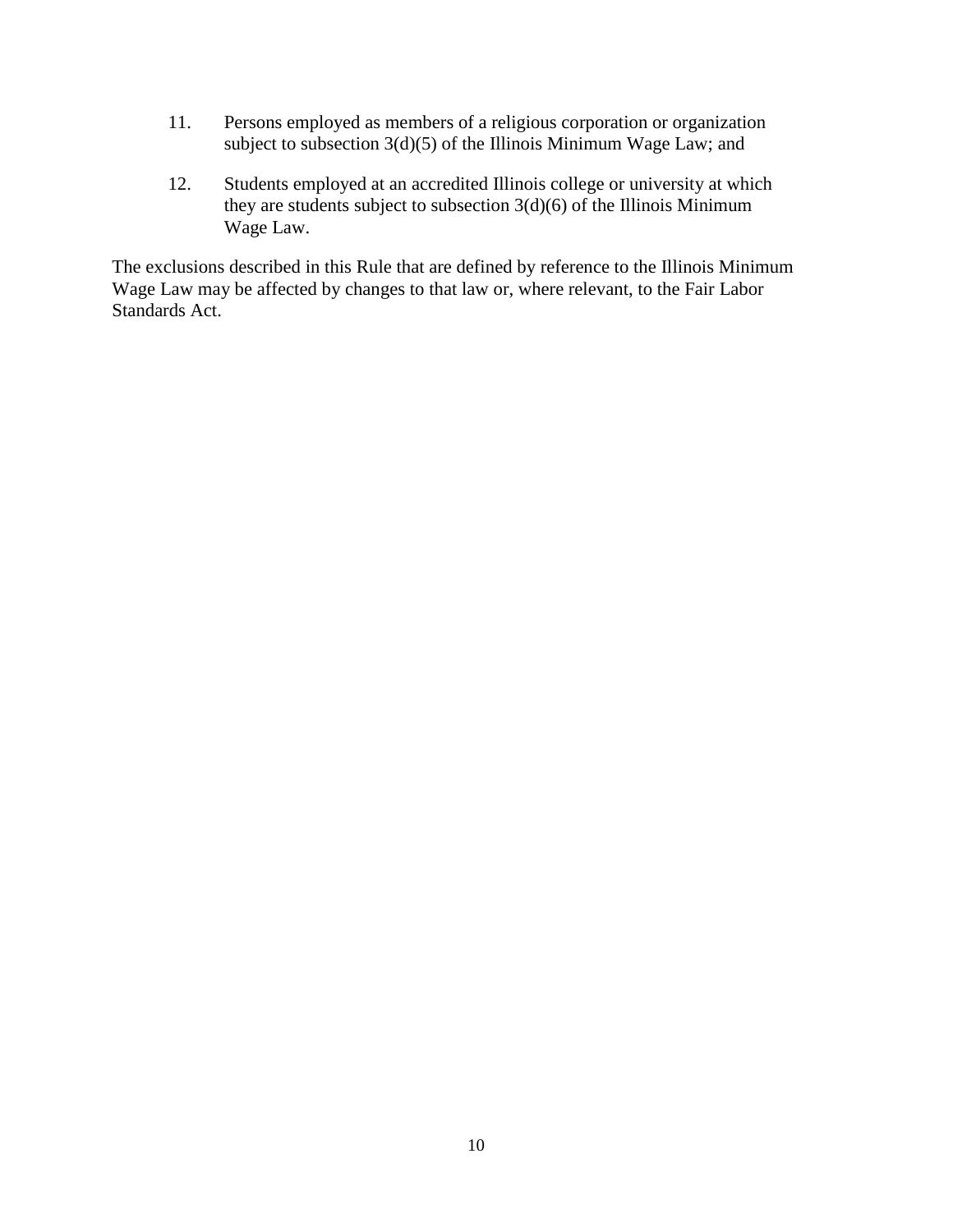11. Persons employed as members of a religious corporation or organization subject to subsection 3(d)(5) of the Illinois Minimum Wage Law; and

12. Students employed at an accredited Illinois college or university at which they are students subject to subsection 3(d)(6) of the Illinois Minimum Wage Law.

The exclusions described in this Rule that are defined by reference to the Illinois Minimum Wage Law may be affected by changes to that law or, where relevant, to the Fair Labor Standards Act.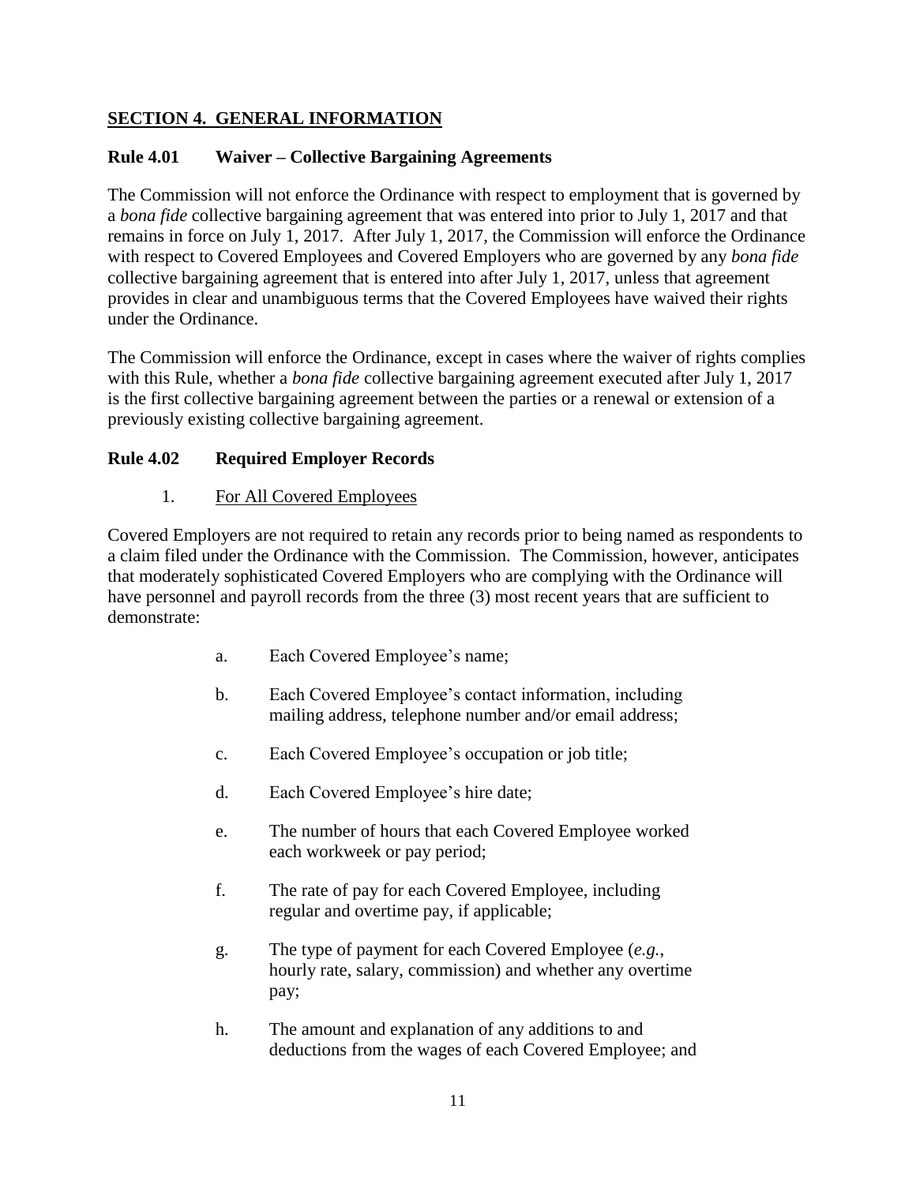## SECTION 4. GENERAL INFORMATION

### Rule 4.01 Waiver – Collective Bargaining Agreements

The Commission will not enforce the Ordinance with respect to employment that is governed by a *bona fide* collective bargaining agreement that was entered into prior to July 1, 2017 and that remains in force on July 1, 2017. After July 1, 2017, the Commission will enforce the Ordinance with respect to Covered Employees and Covered Employers who are governed by any *bona fide* collective bargaining agreement that is entered into after July 1, 2017, unless that agreement provides in clear and unambiguous terms that the Covered Employees have waived their rights under the Ordinance.

The Commission will enforce the Ordinance, except in cases where the waiver of rights complies with this Rule, whether a *bona fide* collective bargaining agreement executed after July 1, 2017 is the first collective bargaining agreement between the parties or a renewal or extension of a previously existing collective bargaining agreement.

### Rule 4.02 Required Employer Records

1. For All Covered Employees

Covered Employers are not required to retain any records prior to being named as respondents to a claim filed under the Ordinance with the Commission. The Commission, however, anticipates that moderately sophisticated Covered Employers who are complying with the Ordinance will have personnel and payroll records from the three (3) most recent years that are sufficient to demonstrate:

a. Each Covered Employee's name;

b. Each Covered Employee's contact information, including mailing address, telephone number and/or email address;

c. Each Covered Employee's occupation or job title;

d. Each Covered Employee's hire date;

e. The number of hours that each Covered Employee worked each workweek or pay period;

f. The rate of pay for each Covered Employee, including regular and overtime pay, if applicable;

g. The type of payment for each Covered Employee (*e.g.*, hourly rate, salary, commission) and whether any overtime pay;

h. The amount and explanation of any additions to and deductions from the wages of each Covered Employee; and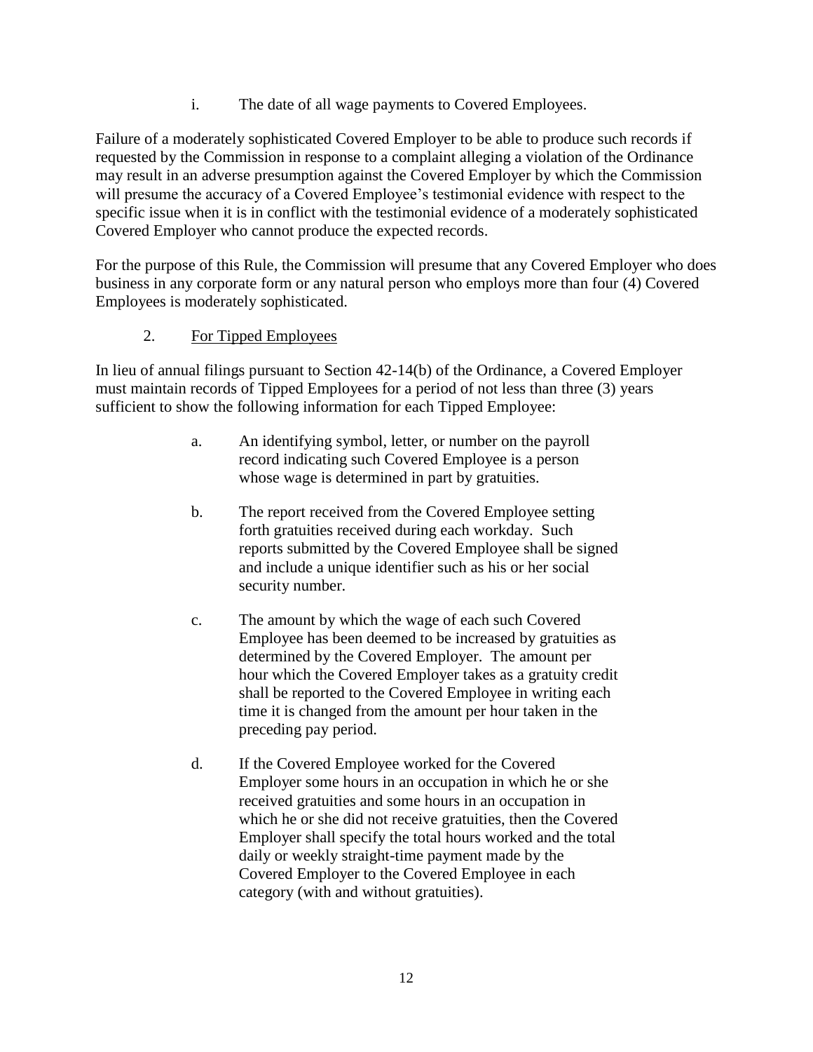i. The date of all wage payments to Covered Employees.

Failure of a moderately sophisticated Covered Employer to be able to produce such records if requested by the Commission in response to a complaint alleging a violation of the Ordinance may result in an adverse presumption against the Covered Employer by which the Commission will presume the accuracy of a Covered Employee's testimonial evidence with respect to the specific issue when it is in conflict with the testimonial evidence of a moderately sophisticated Covered Employer who cannot produce the expected records.

For the purpose of this Rule, the Commission will presume that any Covered Employer who does business in any corporate form or any natural person who employs more than four (4) Covered Employees is moderately sophisticated.

2. <u>For Tipped Employees</u>

In lieu of annual filings pursuant to Section 42-14(b) of the Ordinance, a Covered Employer must maintain records of Tipped Employees for a period of not less than three (3) years sufficient to show the following information for each Tipped Employee:

a. An identifying symbol, letter, or number on the payroll record indicating such Covered Employee is a person whose wage is determined in part by gratuities.

b. The report received from the Covered Employee setting forth gratuities received during each workday. Such reports submitted by the Covered Employee shall be signed and include a unique identifier such as his or her social security number.

c. The amount by which the wage of each such Covered Employee has been deemed to be increased by gratuities as determined by the Covered Employer. The amount per hour which the Covered Employer takes as a gratuity credit shall be reported to the Covered Employee in writing each time it is changed from the amount per hour taken in the preceding pay period.

d. If the Covered Employee worked for the Covered Employer some hours in an occupation in which he or she received gratuities and some hours in an occupation in which he or she did not receive gratuities, then the Covered Employer shall specify the total hours worked and the total daily or weekly straight-time payment made by the Covered Employer to the Covered Employee in each category (with and without gratuities).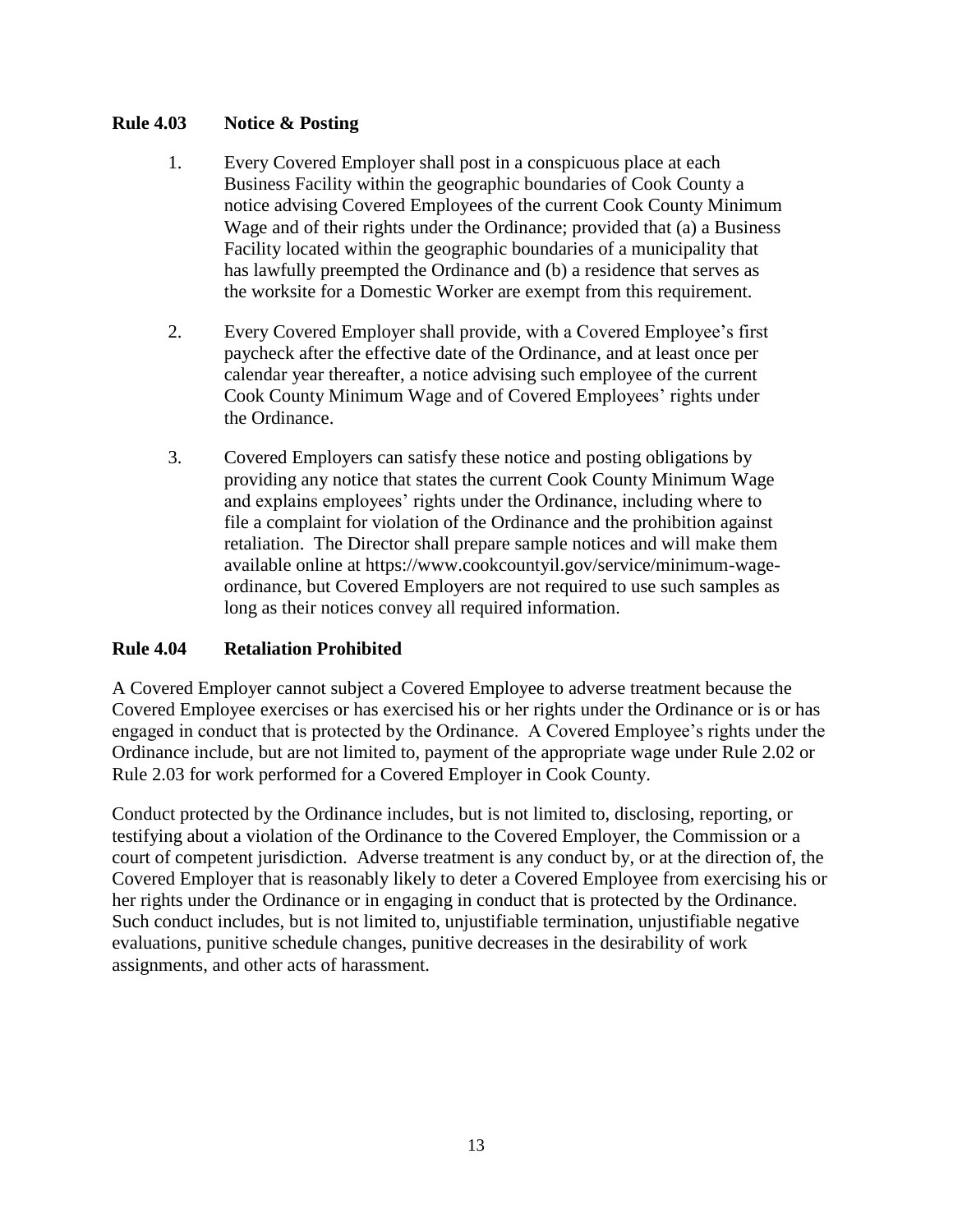### Rule 4.03 Notice & Posting

1. Every Covered Employer shall post in a conspicuous place at each Business Facility within the geographic boundaries of Cook County a notice advising Covered Employees of the current Cook County Minimum Wage and of their rights under the Ordinance; provided that (a) a Business Facility located within the geographic boundaries of a municipality that has lawfully preempted the Ordinance and (b) a residence that serves as the worksite for a Domestic Worker are exempt from this requirement.

2. Every Covered Employer shall provide, with a Covered Employee's first paycheck after the effective date of the Ordinance, and at least once per calendar year thereafter, a notice advising such employee of the current Cook County Minimum Wage and of Covered Employees' rights under the Ordinance.

3. Covered Employers can satisfy these notice and posting obligations by providing any notice that states the current Cook County Minimum Wage and explains employees' rights under the Ordinance, including where to file a complaint for violation of the Ordinance and the prohibition against retaliation. The Director shall prepare sample notices and will make them available online at https://www.cookcountyil.gov/service/minimum-wage-ordinance, but Covered Employers are not required to use such samples as long as their notices convey all required information.

### Rule 4.04 Retaliation Prohibited

A Covered Employer cannot subject a Covered Employee to adverse treatment because the Covered Employee exercises or has exercised his or her rights under the Ordinance or is or has engaged in conduct that is protected by the Ordinance. A Covered Employee's rights under the Ordinance include, but are not limited to, payment of the appropriate wage under Rule 2.02 or Rule 2.03 for work performed for a Covered Employer in Cook County.

Conduct protected by the Ordinance includes, but is not limited to, disclosing, reporting, or testifying about a violation of the Ordinance to the Covered Employer, the Commission or a court of competent jurisdiction. Adverse treatment is any conduct by, or at the direction of, the Covered Employer that is reasonably likely to deter a Covered Employee from exercising his or her rights under the Ordinance or in engaging in conduct that is protected by the Ordinance. Such conduct includes, but is not limited to, unjustifiable termination, unjustifiable negative evaluations, punitive schedule changes, punitive decreases in the desirability of work assignments, and other acts of harassment.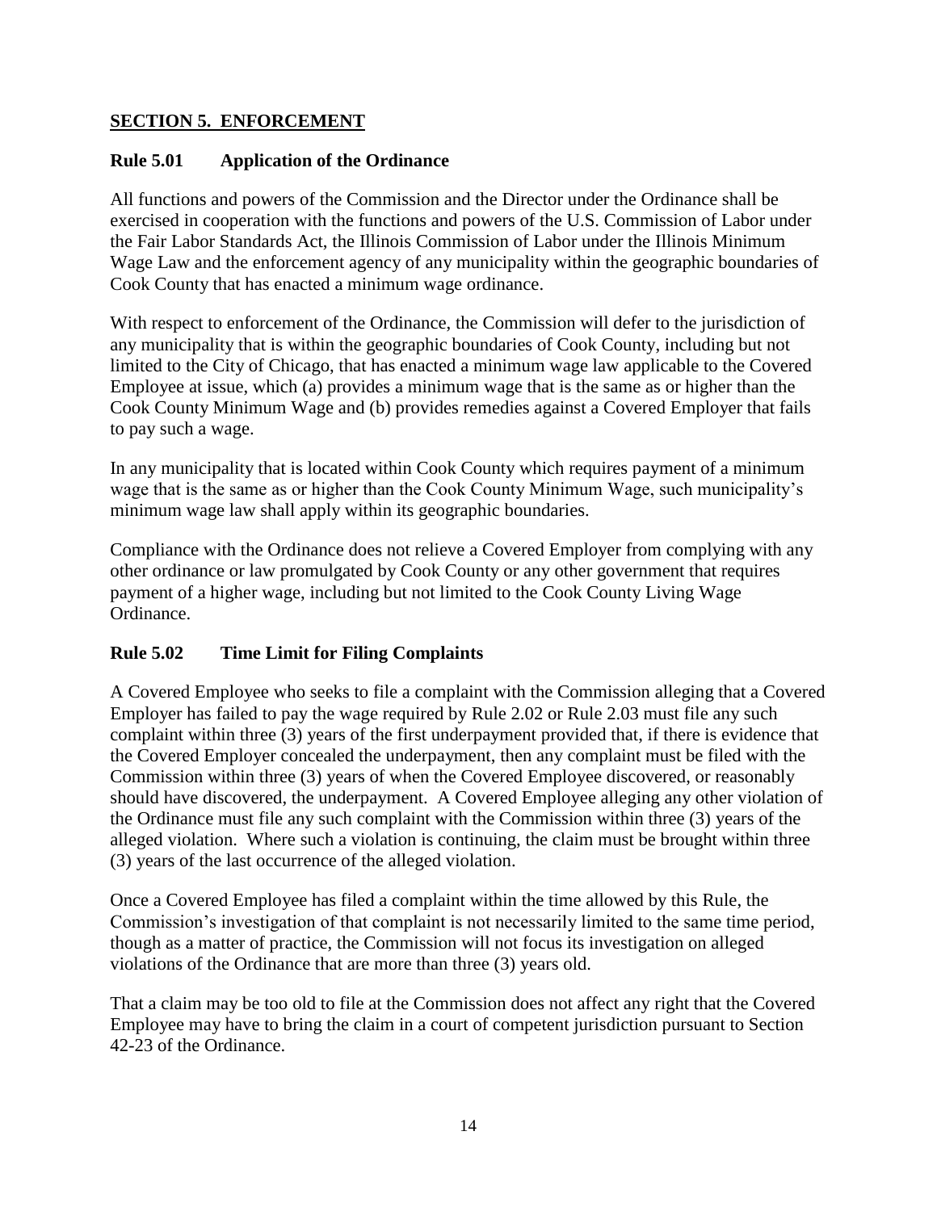## SECTION 5. ENFORCEMENT

### Rule 5.01 Application of the Ordinance

All functions and powers of the Commission and the Director under the Ordinance shall be exercised in cooperation with the functions and powers of the U.S. Commission of Labor under the Fair Labor Standards Act, the Illinois Commission of Labor under the Illinois Minimum Wage Law and the enforcement agency of any municipality within the geographic boundaries of Cook County that has enacted a minimum wage ordinance.

With respect to enforcement of the Ordinance, the Commission will defer to the jurisdiction of any municipality that is within the geographic boundaries of Cook County, including but not limited to the City of Chicago, that has enacted a minimum wage law applicable to the Covered Employee at issue, which (a) provides a minimum wage that is the same as or higher than the Cook County Minimum Wage and (b) provides remedies against a Covered Employer that fails to pay such a wage.

In any municipality that is located within Cook County which requires payment of a minimum wage that is the same as or higher than the Cook County Minimum Wage, such municipality's minimum wage law shall apply within its geographic boundaries.

Compliance with the Ordinance does not relieve a Covered Employer from complying with any other ordinance or law promulgated by Cook County or any other government that requires payment of a higher wage, including but not limited to the Cook County Living Wage Ordinance.

### Rule 5.02 Time Limit for Filing Complaints

A Covered Employee who seeks to file a complaint with the Commission alleging that a Covered Employer has failed to pay the wage required by Rule 2.02 or Rule 2.03 must file any such complaint within three (3) years of the first underpayment provided that, if there is evidence that the Covered Employer concealed the underpayment, then any complaint must be filed with the Commission within three (3) years of when the Covered Employee discovered, or reasonably should have discovered, the underpayment. A Covered Employee alleging any other violation of the Ordinance must file any such complaint with the Commission within three (3) years of the alleged violation. Where such a violation is continuing, the claim must be brought within three (3) years of the last occurrence of the alleged violation.

Once a Covered Employee has filed a complaint within the time allowed by this Rule, the Commission's investigation of that complaint is not necessarily limited to the same time period, though as a matter of practice, the Commission will not focus its investigation on alleged violations of the Ordinance that are more than three (3) years old.

That a claim may be too old to file at the Commission does not affect any right that the Covered Employee may have to bring the claim in a court of competent jurisdiction pursuant to Section 42-23 of the Ordinance.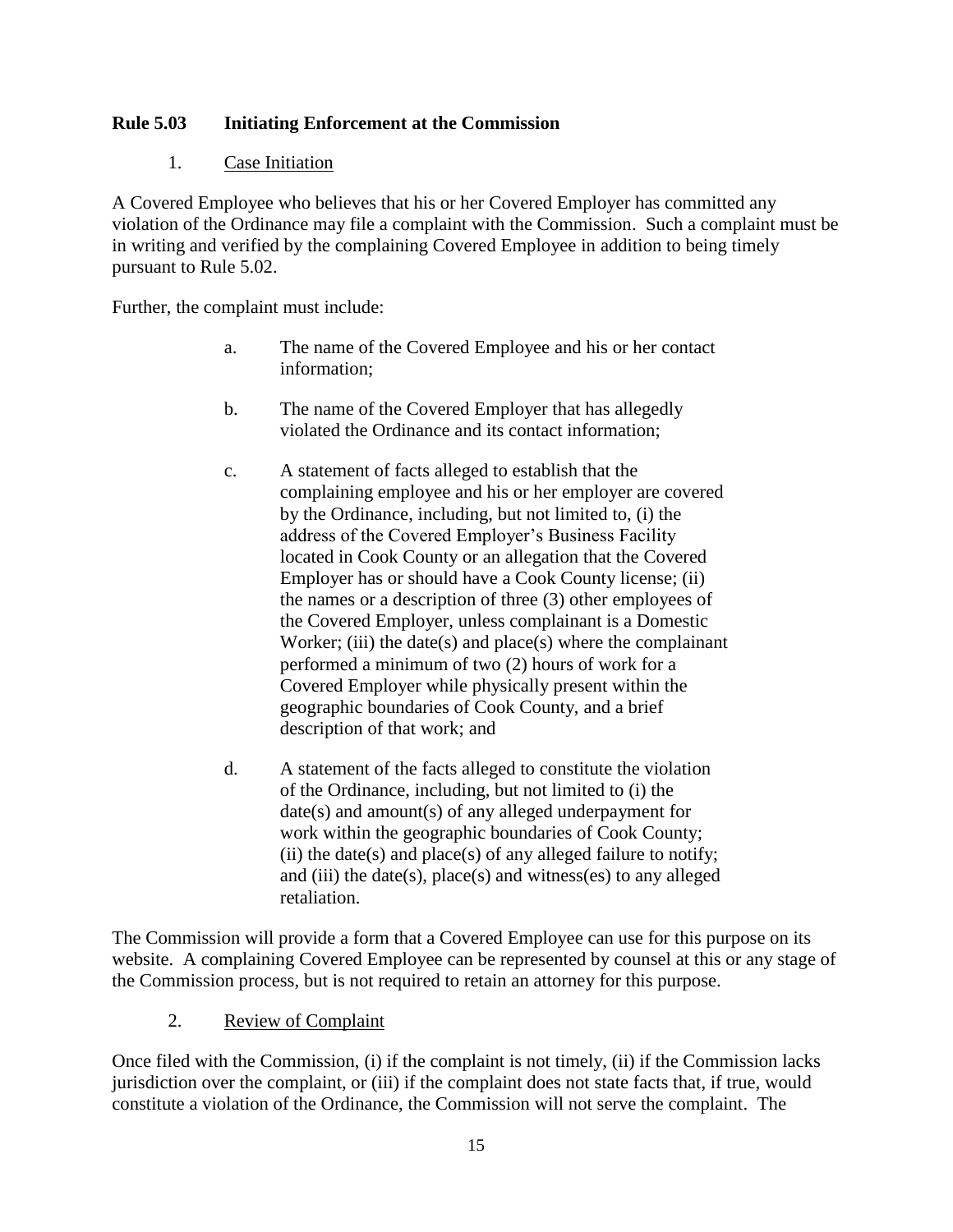## Rule 5.03 Initiating Enforcement at the Commission

1. Case Initiation

A Covered Employee who believes that his or her Covered Employer has committed any violation of the Ordinance may file a complaint with the Commission. Such a complaint must be in writing and verified by the complaining Covered Employee in addition to being timely pursuant to Rule 5.02.

Further, the complaint must include:

a. The name of the Covered Employee and his or her contact information;

b. The name of the Covered Employer that has allegedly violated the Ordinance and its contact information;

c. A statement of facts alleged to establish that the complaining employee and his or her employer are covered by the Ordinance, including, but not limited to, (i) the address of the Covered Employer's Business Facility located in Cook County or an allegation that the Covered Employer has or should have a Cook County license; (ii) the names or a description of three (3) other employees of the Covered Employer, unless complainant is a Domestic Worker; (iii) the date(s) and place(s) where the complainant performed a minimum of two (2) hours of work for a Covered Employer while physically present within the geographic boundaries of Cook County, and a brief description of that work; and

d. A statement of the facts alleged to constitute the violation of the Ordinance, including, but not limited to (i) the date(s) and amount(s) of any alleged underpayment for work within the geographic boundaries of Cook County; (ii) the date(s) and place(s) of any alleged failure to notify; and (iii) the date(s), place(s) and witness(es) to any alleged retaliation.

The Commission will provide a form that a Covered Employee can use for this purpose on its website. A complaining Covered Employee can be represented by counsel at this or any stage of the Commission process, but is not required to retain an attorney for this purpose.

2. Review of Complaint

Once filed with the Commission, (i) if the complaint is not timely, (ii) if the Commission lacks jurisdiction over the complaint, or (iii) if the complaint does not state facts that, if true, would constitute a violation of the Ordinance, the Commission will not serve the complaint. The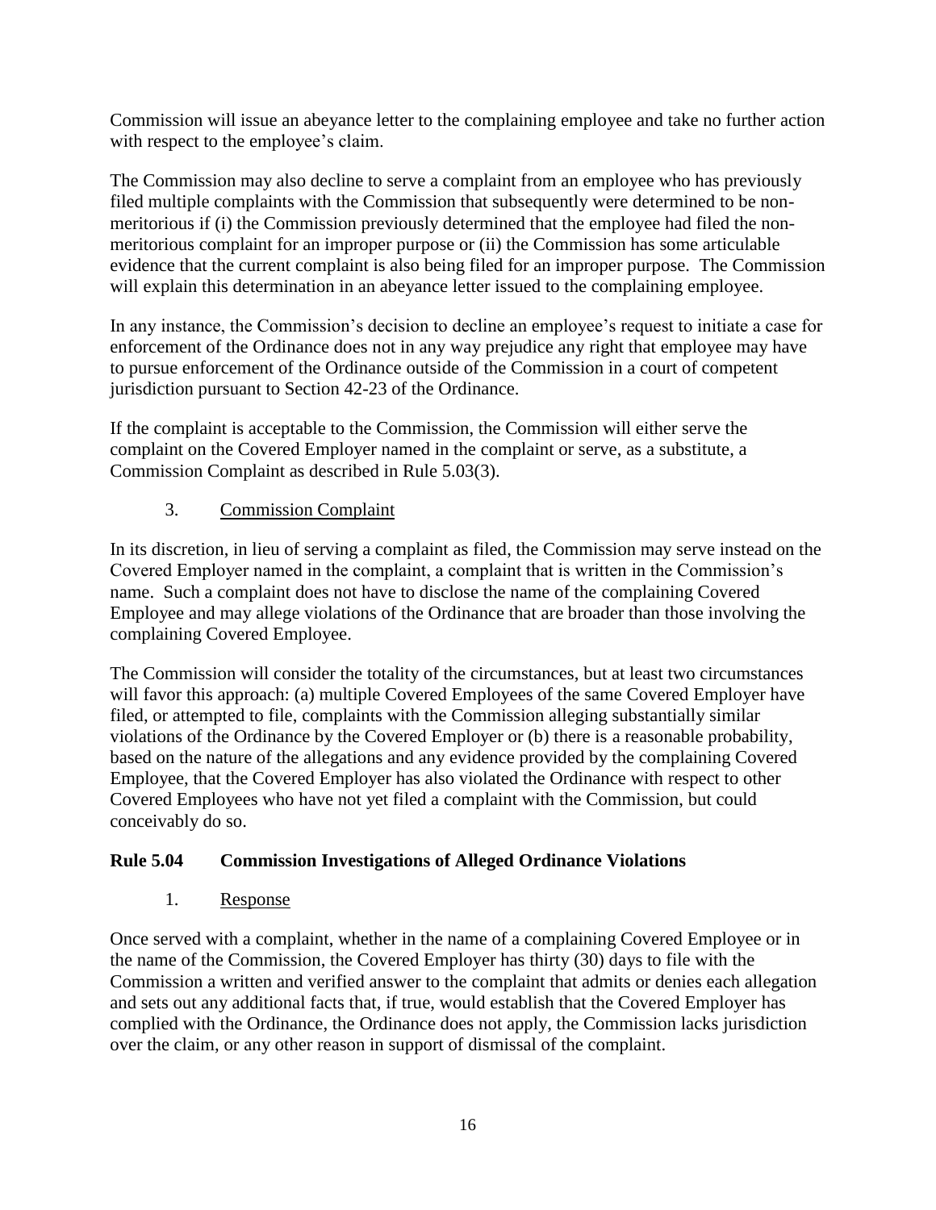Commission will issue an abeyance letter to the complaining employee and take no further action with respect to the employee's claim.

The Commission may also decline to serve a complaint from an employee who has previously filed multiple complaints with the Commission that subsequently were determined to be non-meritorious if (i) the Commission previously determined that the employee had filed the non-meritorious complaint for an improper purpose or (ii) the Commission has some articulable evidence that the current complaint is also being filed for an improper purpose. The Commission will explain this determination in an abeyance letter issued to the complaining employee.

In any instance, the Commission's decision to decline an employee's request to initiate a case for enforcement of the Ordinance does not in any way prejudice any right that employee may have to pursue enforcement of the Ordinance outside of the Commission in a court of competent jurisdiction pursuant to Section 42-23 of the Ordinance.

If the complaint is acceptable to the Commission, the Commission will either serve the complaint on the Covered Employer named in the complaint or serve, as a substitute, a Commission Complaint as described in Rule 5.03(3).

3. Commission Complaint

In its discretion, in lieu of serving a complaint as filed, the Commission may serve instead on the Covered Employer named in the complaint, a complaint that is written in the Commission's name. Such a complaint does not have to disclose the name of the complaining Covered Employee and may allege violations of the Ordinance that are broader than those involving the complaining Covered Employee.

The Commission will consider the totality of the circumstances, but at least two circumstances will favor this approach: (a) multiple Covered Employees of the same Covered Employer have filed, or attempted to file, complaints with the Commission alleging substantially similar violations of the Ordinance by the Covered Employer or (b) there is a reasonable probability, based on the nature of the allegations and any evidence provided by the complaining Covered Employee, that the Covered Employer has also violated the Ordinance with respect to other Covered Employees who have not yet filed a complaint with the Commission, but could conceivably do so.

## Rule 5.04 Commission Investigations of Alleged Ordinance Violations

1. Response

Once served with a complaint, whether in the name of a complaining Covered Employee or in the name of the Commission, the Covered Employer has thirty (30) days to file with the Commission a written and verified answer to the complaint that admits or denies each allegation and sets out any additional facts that, if true, would establish that the Covered Employer has complied with the Ordinance, the Ordinance does not apply, the Commission lacks jurisdiction over the claim, or any other reason in support of dismissal of the complaint.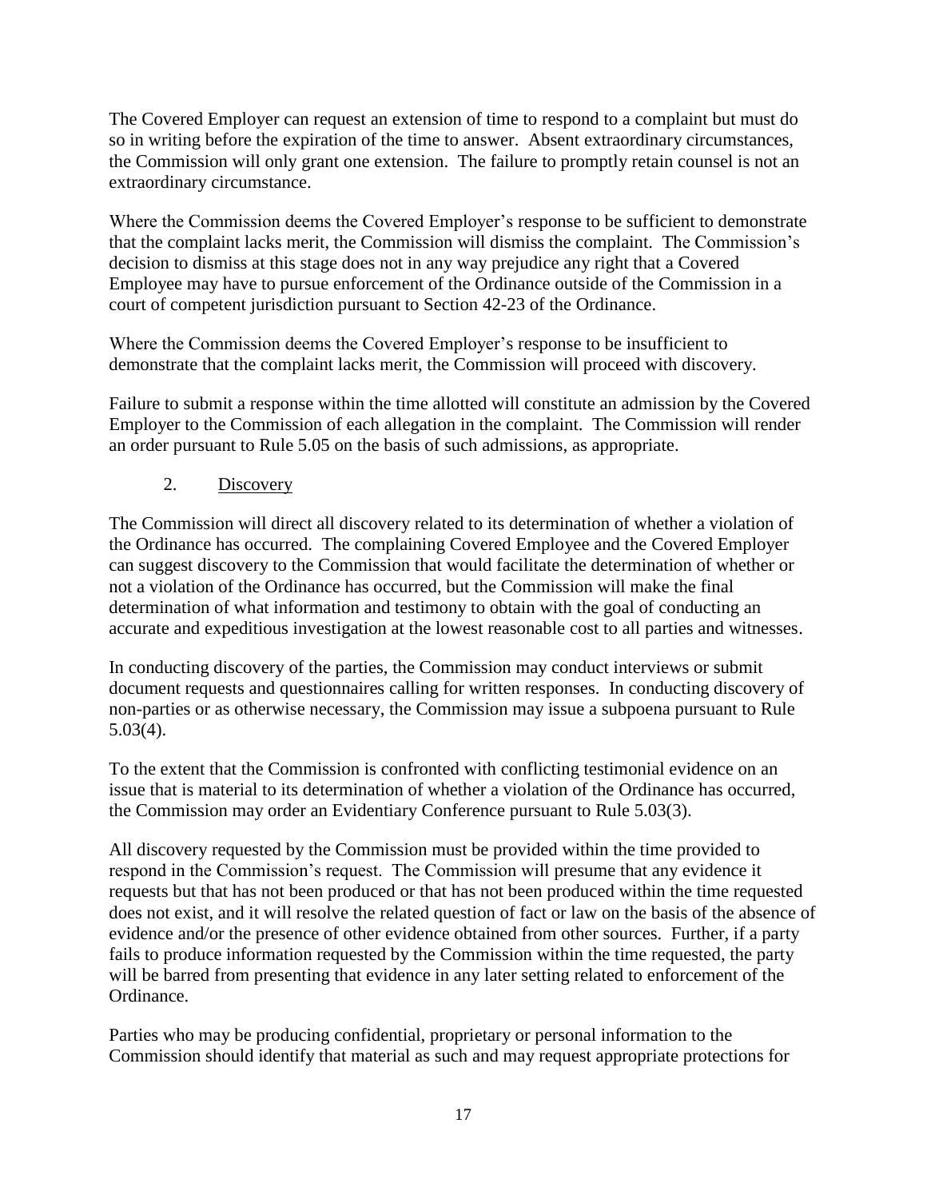The Covered Employer can request an extension of time to respond to a complaint but must do so in writing before the expiration of the time to answer. Absent extraordinary circumstances, the Commission will only grant one extension. The failure to promptly retain counsel is not an extraordinary circumstance.

Where the Commission deems the Covered Employer's response to be sufficient to demonstrate that the complaint lacks merit, the Commission will dismiss the complaint. The Commission's decision to dismiss at this stage does not in any way prejudice any right that a Covered Employee may have to pursue enforcement of the Ordinance outside of the Commission in a court of competent jurisdiction pursuant to Section 42-23 of the Ordinance.

Where the Commission deems the Covered Employer's response to be insufficient to demonstrate that the complaint lacks merit, the Commission will proceed with discovery.

Failure to submit a response within the time allotted will constitute an admission by the Covered Employer to the Commission of each allegation in the complaint. The Commission will render an order pursuant to Rule 5.05 on the basis of such admissions, as appropriate.

2. Discovery

The Commission will direct all discovery related to its determination of whether a violation of the Ordinance has occurred. The complaining Covered Employee and the Covered Employer can suggest discovery to the Commission that would facilitate the determination of whether or not a violation of the Ordinance has occurred, but the Commission will make the final determination of what information and testimony to obtain with the goal of conducting an accurate and expeditious investigation at the lowest reasonable cost to all parties and witnesses.

In conducting discovery of the parties, the Commission may conduct interviews or submit document requests and questionnaires calling for written responses. In conducting discovery of non-parties or as otherwise necessary, the Commission may issue a subpoena pursuant to Rule 5.03(4).

To the extent that the Commission is confronted with conflicting testimonial evidence on an issue that is material to its determination of whether a violation of the Ordinance has occurred, the Commission may order an Evidentiary Conference pursuant to Rule 5.03(3).

All discovery requested by the Commission must be provided within the time provided to respond in the Commission's request. The Commission will presume that any evidence it requests but that has not been produced or that has not been produced within the time requested does not exist, and it will resolve the related question of fact or law on the basis of the absence of evidence and/or the presence of other evidence obtained from other sources. Further, if a party fails to produce information requested by the Commission within the time requested, the party will be barred from presenting that evidence in any later setting related to enforcement of the Ordinance.

Parties who may be producing confidential, proprietary or personal information to the Commission should identify that material as such and may request appropriate protections for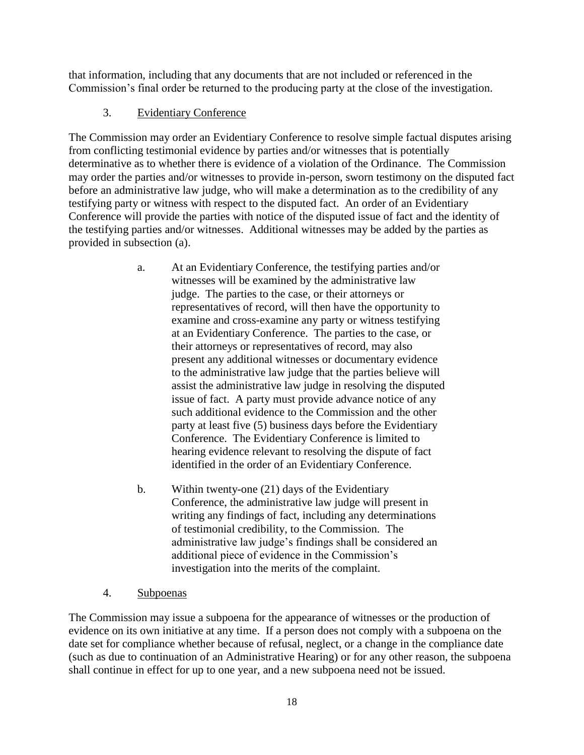that information, including that any documents that are not included or referenced in the Commission's final order be returned to the producing party at the close of the investigation.

3. Evidentiary Conference

The Commission may order an Evidentiary Conference to resolve simple factual disputes arising from conflicting testimonial evidence by parties and/or witnesses that is potentially determinative as to whether there is evidence of a violation of the Ordinance. The Commission may order the parties and/or witnesses to provide in-person, sworn testimony on the disputed fact before an administrative law judge, who will make a determination as to the credibility of any testifying party or witness with respect to the disputed fact. An order of an Evidentiary Conference will provide the parties with notice of the disputed issue of fact and the identity of the testifying parties and/or witnesses. Additional witnesses may be added by the parties as provided in subsection (a).

a. At an Evidentiary Conference, the testifying parties and/or witnesses will be examined by the administrative law judge. The parties to the case, or their attorneys or representatives of record, will then have the opportunity to examine and cross-examine any party or witness testifying at an Evidentiary Conference. The parties to the case, or their attorneys or representatives of record, may also present any additional witnesses or documentary evidence to the administrative law judge that the parties believe will assist the administrative law judge in resolving the disputed issue of fact. A party must provide advance notice of any such additional evidence to the Commission and the other party at least five (5) business days before the Evidentiary Conference. The Evidentiary Conference is limited to hearing evidence relevant to resolving the dispute of fact identified in the order of an Evidentiary Conference.

b. Within twenty-one (21) days of the Evidentiary Conference, the administrative law judge will present in writing any findings of fact, including any determinations of testimonial credibility, to the Commission. The administrative law judge's findings shall be considered an additional piece of evidence in the Commission's investigation into the merits of the complaint.

4. Subpoenas

The Commission may issue a subpoena for the appearance of witnesses or the production of evidence on its own initiative at any time. If a person does not comply with a subpoena on the date set for compliance whether because of refusal, neglect, or a change in the compliance date (such as due to continuation of an Administrative Hearing) or for any other reason, the subpoena shall continue in effect for up to one year, and a new subpoena need not be issued.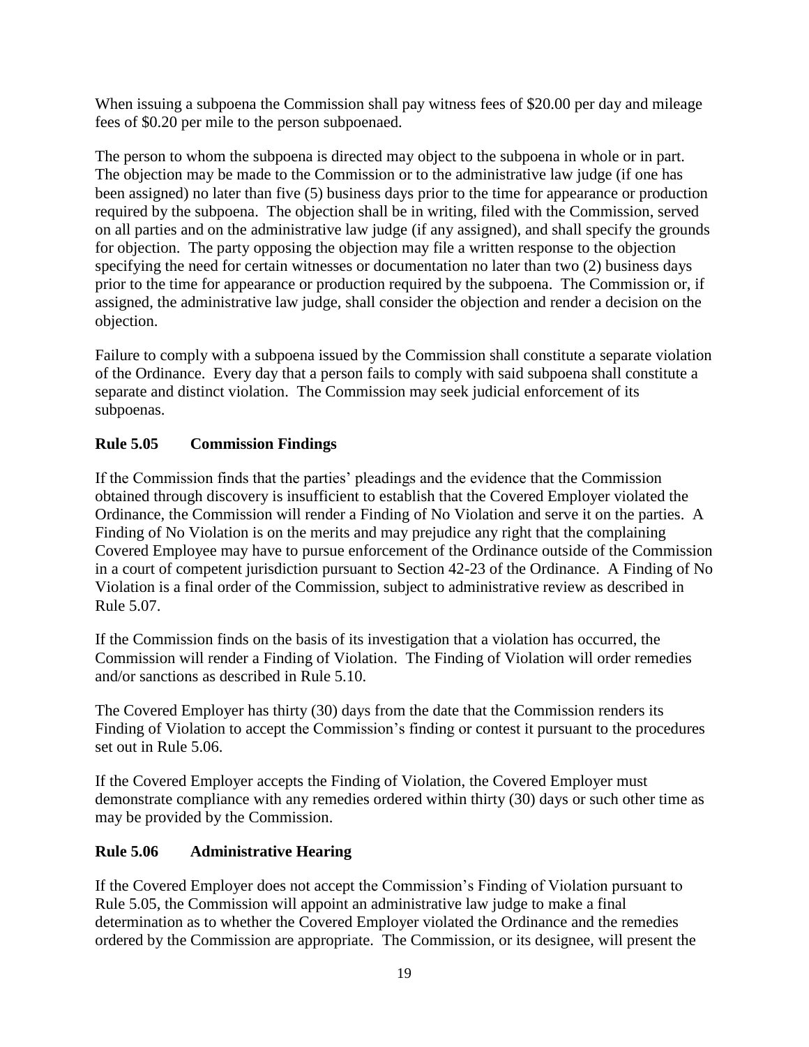When issuing a subpoena the Commission shall pay witness fees of $20.00 per day and mileage fees of $0.20 per mile to the person subpoenaed.

The person to whom the subpoena is directed may object to the subpoena in whole or in part. The objection may be made to the Commission or to the administrative law judge (if one has been assigned) no later than five (5) business days prior to the time for appearance or production required by the subpoena. The objection shall be in writing, filed with the Commission, served on all parties and on the administrative law judge (if any assigned), and shall specify the grounds for objection. The party opposing the objection may file a written response to the objection specifying the need for certain witnesses or documentation no later than two (2) business days prior to the time for appearance or production required by the subpoena. The Commission or, if assigned, the administrative law judge, shall consider the objection and render a decision on the objection.

Failure to comply with a subpoena issued by the Commission shall constitute a separate violation of the Ordinance. Every day that a person fails to comply with said subpoena shall constitute a separate and distinct violation. The Commission may seek judicial enforcement of its subpoenas.

### Rule 5.05 Commission Findings

If the Commission finds that the parties' pleadings and the evidence that the Commission obtained through discovery is insufficient to establish that the Covered Employer violated the Ordinance, the Commission will render a Finding of No Violation and serve it on the parties. A Finding of No Violation is on the merits and may prejudice any right that the complaining Covered Employee may have to pursue enforcement of the Ordinance outside of the Commission in a court of competent jurisdiction pursuant to Section 42-23 of the Ordinance. A Finding of No Violation is a final order of the Commission, subject to administrative review as described in Rule 5.07.

If the Commission finds on the basis of its investigation that a violation has occurred, the Commission will render a Finding of Violation. The Finding of Violation will order remedies and/or sanctions as described in Rule 5.10.

The Covered Employer has thirty (30) days from the date that the Commission renders its Finding of Violation to accept the Commission's finding or contest it pursuant to the procedures set out in Rule 5.06.

If the Covered Employer accepts the Finding of Violation, the Covered Employer must demonstrate compliance with any remedies ordered within thirty (30) days or such other time as may be provided by the Commission.

### Rule 5.06 Administrative Hearing

If the Covered Employer does not accept the Commission's Finding of Violation pursuant to Rule 5.05, the Commission will appoint an administrative law judge to make a final determination as to whether the Covered Employer violated the Ordinance and the remedies ordered by the Commission are appropriate. The Commission, or its designee, will present the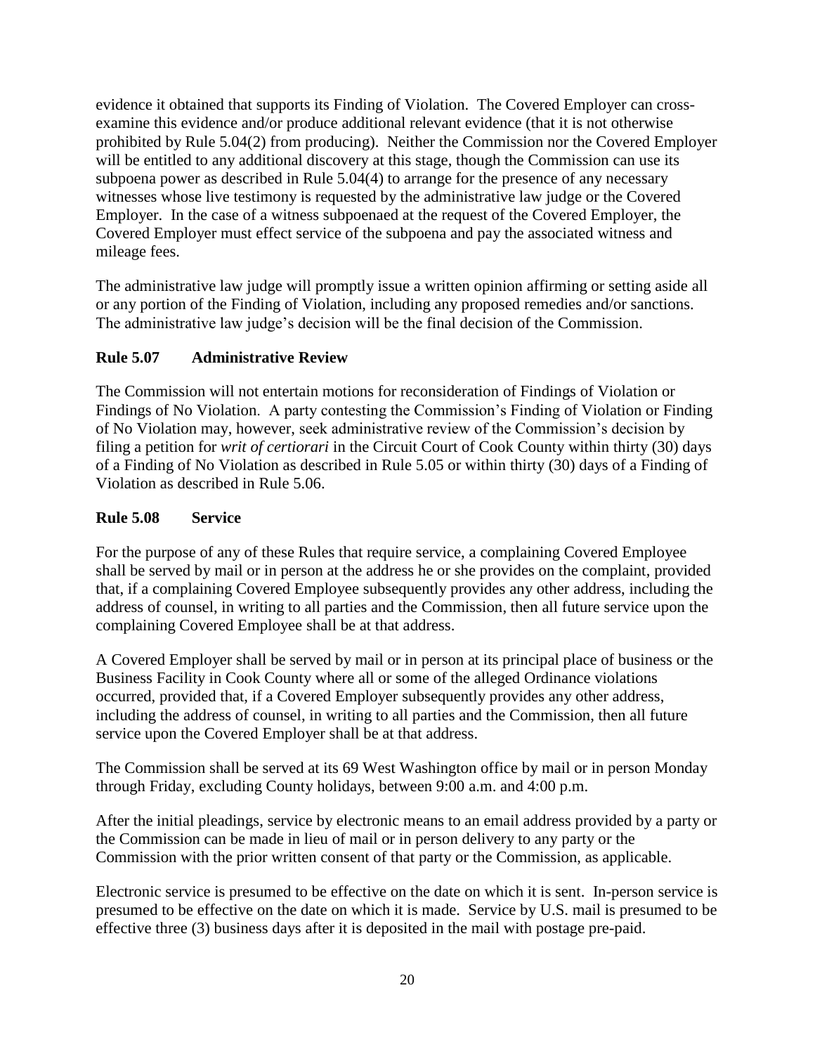evidence it obtained that supports its Finding of Violation. The Covered Employer can cross-examine this evidence and/or produce additional relevant evidence (that it is not otherwise prohibited by Rule 5.04(2) from producing). Neither the Commission nor the Covered Employer will be entitled to any additional discovery at this stage, though the Commission can use its subpoena power as described in Rule 5.04(4) to arrange for the presence of any necessary witnesses whose live testimony is requested by the administrative law judge or the Covered Employer. In the case of a witness subpoenaed at the request of the Covered Employer, the Covered Employer must effect service of the subpoena and pay the associated witness and mileage fees.

The administrative law judge will promptly issue a written opinion affirming or setting aside all or any portion of the Finding of Violation, including any proposed remedies and/or sanctions. The administrative law judge's decision will be the final decision of the Commission.

### Rule 5.07 Administrative Review

The Commission will not entertain motions for reconsideration of Findings of Violation or Findings of No Violation. A party contesting the Commission's Finding of Violation or Finding of No Violation may, however, seek administrative review of the Commission's decision by filing a petition for *writ of certiorari* in the Circuit Court of Cook County within thirty (30) days of a Finding of No Violation as described in Rule 5.05 or within thirty (30) days of a Finding of Violation as described in Rule 5.06.

### Rule 5.08 Service

For the purpose of any of these Rules that require service, a complaining Covered Employee shall be served by mail or in person at the address he or she provides on the complaint, provided that, if a complaining Covered Employee subsequently provides any other address, including the address of counsel, in writing to all parties and the Commission, then all future service upon the complaining Covered Employee shall be at that address.

A Covered Employer shall be served by mail or in person at its principal place of business or the Business Facility in Cook County where all or some of the alleged Ordinance violations occurred, provided that, if a Covered Employer subsequently provides any other address, including the address of counsel, in writing to all parties and the Commission, then all future service upon the Covered Employer shall be at that address.

The Commission shall be served at its 69 West Washington office by mail or in person Monday through Friday, excluding County holidays, between 9:00 a.m. and 4:00 p.m.

After the initial pleadings, service by electronic means to an email address provided by a party or the Commission can be made in lieu of mail or in person delivery to any party or the Commission with the prior written consent of that party or the Commission, as applicable.

Electronic service is presumed to be effective on the date on which it is sent. In-person service is presumed to be effective on the date on which it is made. Service by U.S. mail is presumed to be effective three (3) business days after it is deposited in the mail with postage pre-paid.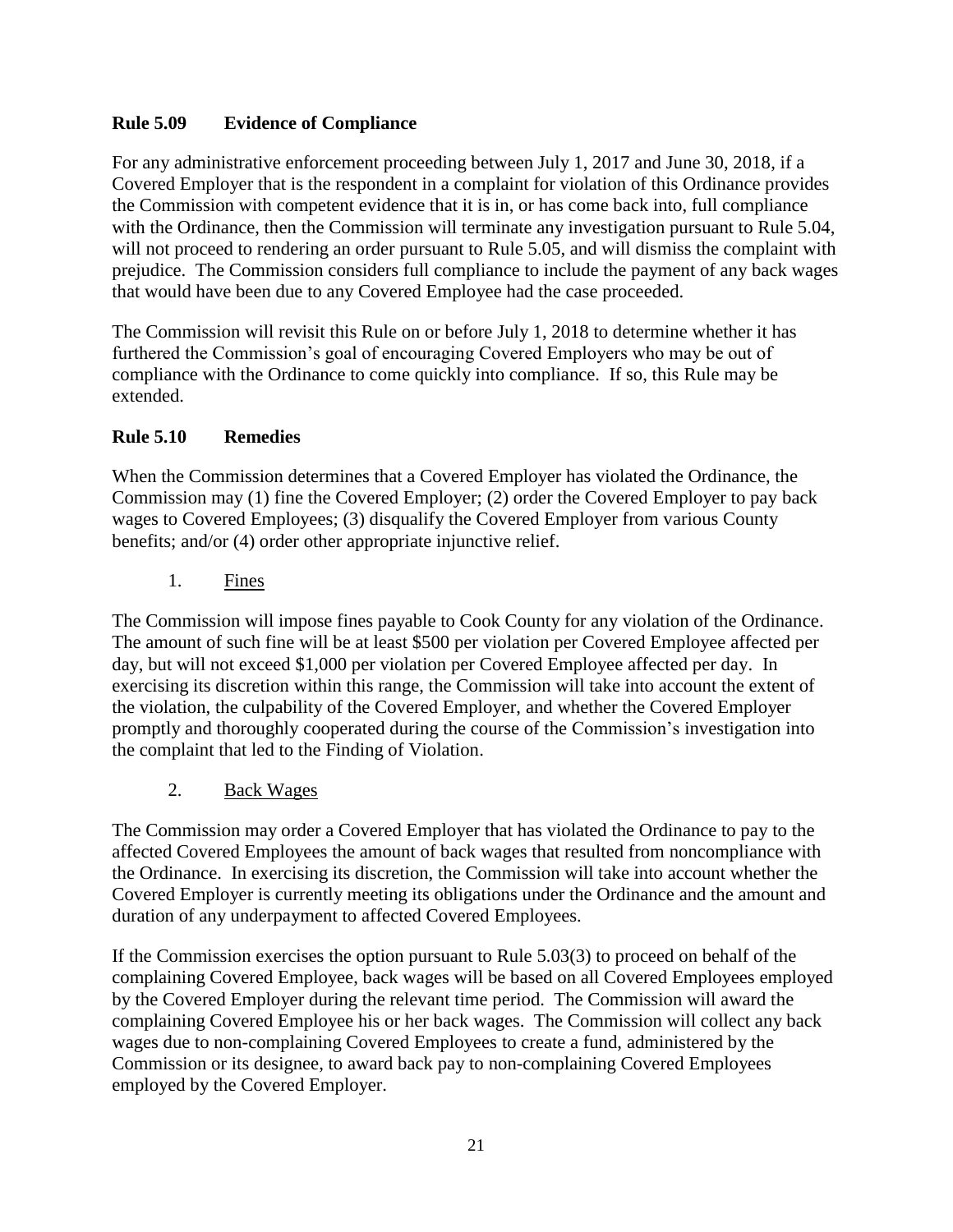## Rule 5.09 Evidence of Compliance

For any administrative enforcement proceeding between July 1, 2017 and June 30, 2018, if a Covered Employer that is the respondent in a complaint for violation of this Ordinance provides the Commission with competent evidence that it is in, or has come back into, full compliance with the Ordinance, then the Commission will terminate any investigation pursuant to Rule 5.04, will not proceed to rendering an order pursuant to Rule 5.05, and will dismiss the complaint with prejudice. The Commission considers full compliance to include the payment of any back wages that would have been due to any Covered Employee had the case proceeded.

The Commission will revisit this Rule on or before July 1, 2018 to determine whether it has furthered the Commission's goal of encouraging Covered Employers who may be out of compliance with the Ordinance to come quickly into compliance. If so, this Rule may be extended.

## Rule 5.10 Remedies

When the Commission determines that a Covered Employer has violated the Ordinance, the Commission may (1) fine the Covered Employer; (2) order the Covered Employer to pay back wages to Covered Employees; (3) disqualify the Covered Employer from various County benefits; and/or (4) order other appropriate injunctive relief.

1. Fines

The Commission will impose fines payable to Cook County for any violation of the Ordinance. The amount of such fine will be at least $500 per violation per Covered Employee affected per day, but will not exceed $1,000 per violation per Covered Employee affected per day. In exercising its discretion within this range, the Commission will take into account the extent of the violation, the culpability of the Covered Employer, and whether the Covered Employer promptly and thoroughly cooperated during the course of the Commission's investigation into the complaint that led to the Finding of Violation.

2. Back Wages

The Commission may order a Covered Employer that has violated the Ordinance to pay to the affected Covered Employees the amount of back wages that resulted from noncompliance with the Ordinance. In exercising its discretion, the Commission will take into account whether the Covered Employer is currently meeting its obligations under the Ordinance and the amount and duration of any underpayment to affected Covered Employees.

If the Commission exercises the option pursuant to Rule 5.03(3) to proceed on behalf of the complaining Covered Employee, back wages will be based on all Covered Employees employed by the Covered Employer during the relevant time period. The Commission will award the complaining Covered Employee his or her back wages. The Commission will collect any back wages due to non-complaining Covered Employees to create a fund, administered by the Commission or its designee, to award back pay to non-complaining Covered Employees employed by the Covered Employer.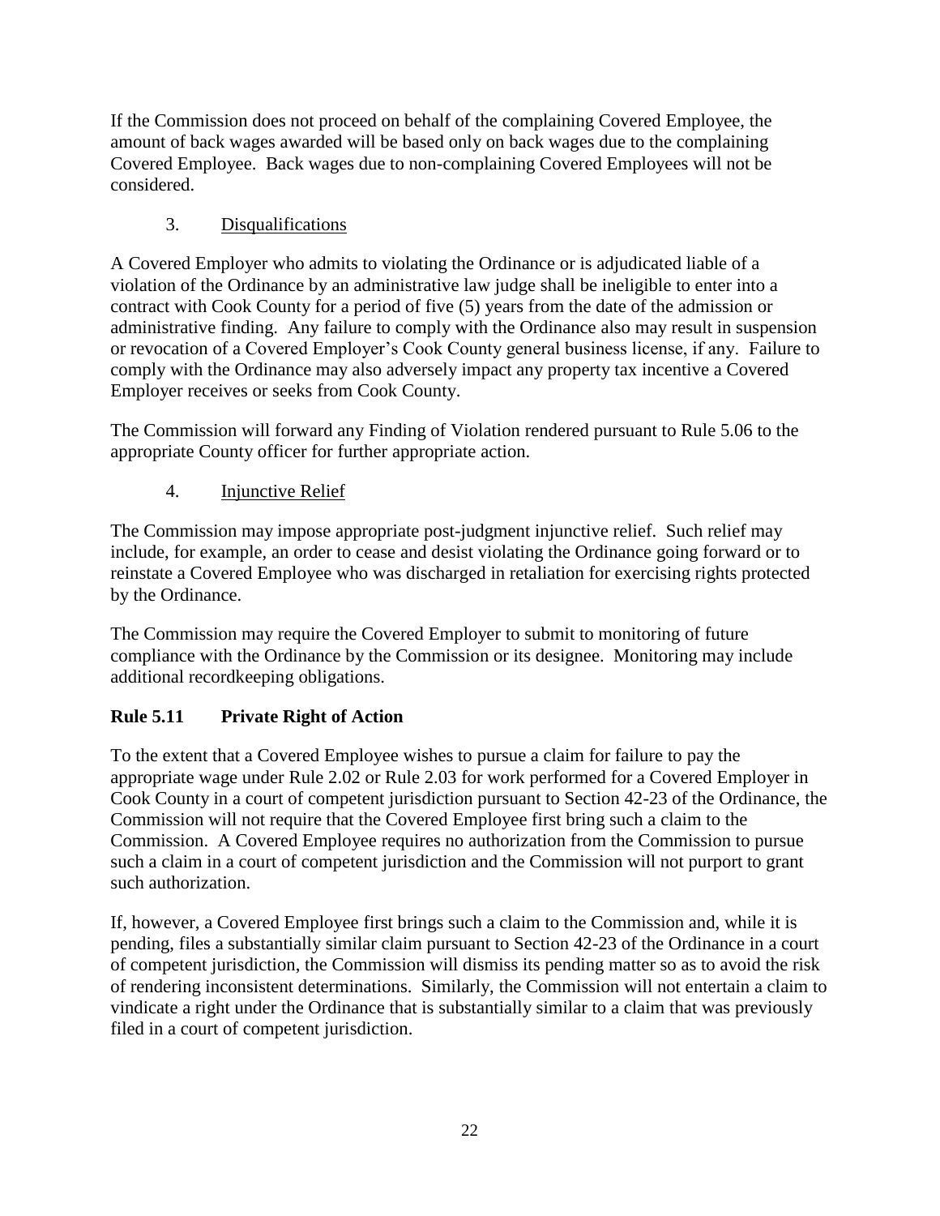If the Commission does not proceed on behalf of the complaining Covered Employee, the amount of back wages awarded will be based only on back wages due to the complaining Covered Employee. Back wages due to non-complaining Covered Employees will not be considered.

3. Disqualifications

A Covered Employer who admits to violating the Ordinance or is adjudicated liable of a violation of the Ordinance by an administrative law judge shall be ineligible to enter into a contract with Cook County for a period of five (5) years from the date of the admission or administrative finding. Any failure to comply with the Ordinance also may result in suspension or revocation of a Covered Employer's Cook County general business license, if any. Failure to comply with the Ordinance may also adversely impact any property tax incentive a Covered Employer receives or seeks from Cook County.

The Commission will forward any Finding of Violation rendered pursuant to Rule 5.06 to the appropriate County officer for further appropriate action.

4. Injunctive Relief

The Commission may impose appropriate post-judgment injunctive relief. Such relief may include, for example, an order to cease and desist violating the Ordinance going forward or to reinstate a Covered Employee who was discharged in retaliation for exercising rights protected by the Ordinance.

The Commission may require the Covered Employer to submit to monitoring of future compliance with the Ordinance by the Commission or its designee. Monitoring may include additional recordkeeping obligations.

## Rule 5.11 Private Right of Action

To the extent that a Covered Employee wishes to pursue a claim for failure to pay the appropriate wage under Rule 2.02 or Rule 2.03 for work performed for a Covered Employer in Cook County in a court of competent jurisdiction pursuant to Section 42-23 of the Ordinance, the Commission will not require that the Covered Employee first bring such a claim to the Commission. A Covered Employee requires no authorization from the Commission to pursue such a claim in a court of competent jurisdiction and the Commission will not purport to grant such authorization.

If, however, a Covered Employee first brings such a claim to the Commission and, while it is pending, files a substantially similar claim pursuant to Section 42-23 of the Ordinance in a court of competent jurisdiction, the Commission will dismiss its pending matter so as to avoid the risk of rendering inconsistent determinations. Similarly, the Commission will not entertain a claim to vindicate a right under the Ordinance that is substantially similar to a claim that was previously filed in a court of competent jurisdiction.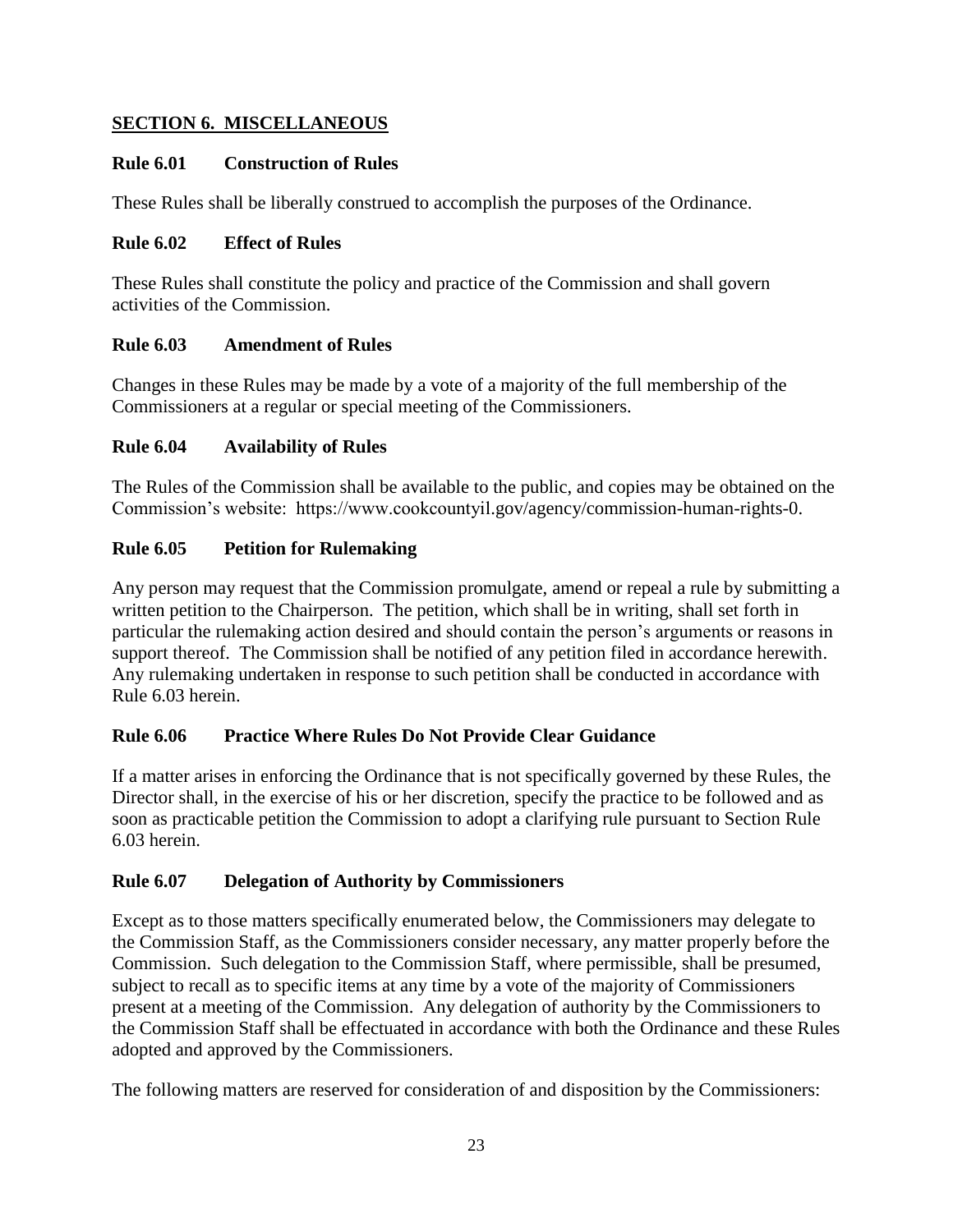## SECTION 6. MISCELLANEOUS

### Rule 6.01 Construction of Rules

These Rules shall be liberally construed to accomplish the purposes of the Ordinance.

### Rule 6.02 Effect of Rules

These Rules shall constitute the policy and practice of the Commission and shall govern activities of the Commission.

### Rule 6.03 Amendment of Rules

Changes in these Rules may be made by a vote of a majority of the full membership of the Commissioners at a regular or special meeting of the Commissioners.

### Rule 6.04 Availability of Rules

The Rules of the Commission shall be available to the public, and copies may be obtained on the Commission's website: https://www.cookcountyil.gov/agency/commission-human-rights-0.

### Rule 6.05 Petition for Rulemaking

Any person may request that the Commission promulgate, amend or repeal a rule by submitting a written petition to the Chairperson. The petition, which shall be in writing, shall set forth in particular the rulemaking action desired and should contain the person's arguments or reasons in support thereof. The Commission shall be notified of any petition filed in accordance herewith. Any rulemaking undertaken in response to such petition shall be conducted in accordance with Rule 6.03 herein.

### Rule 6.06 Practice Where Rules Do Not Provide Clear Guidance

If a matter arises in enforcing the Ordinance that is not specifically governed by these Rules, the Director shall, in the exercise of his or her discretion, specify the practice to be followed and as soon as practicable petition the Commission to adopt a clarifying rule pursuant to Section Rule 6.03 herein.

### Rule 6.07 Delegation of Authority by Commissioners

Except as to those matters specifically enumerated below, the Commissioners may delegate to the Commission Staff, as the Commissioners consider necessary, any matter properly before the Commission. Such delegation to the Commission Staff, where permissible, shall be presumed, subject to recall as to specific items at any time by a vote of the majority of Commissioners present at a meeting of the Commission. Any delegation of authority by the Commissioners to the Commission Staff shall be effectuated in accordance with both the Ordinance and these Rules adopted and approved by the Commissioners.

The following matters are reserved for consideration of and disposition by the Commissioners: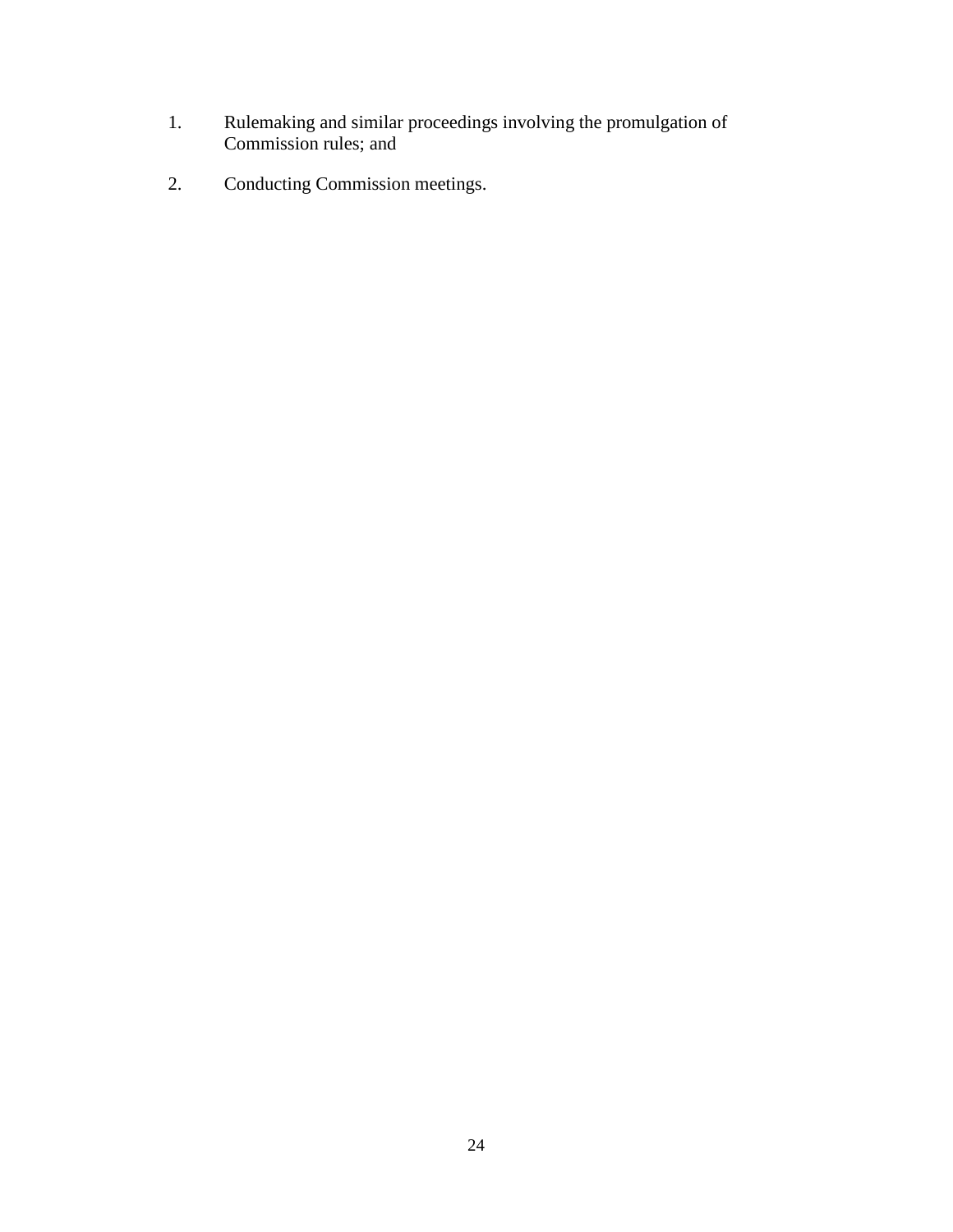1. Rulemaking and similar proceedings involving the promulgation of Commission rules; and

2. Conducting Commission meetings.